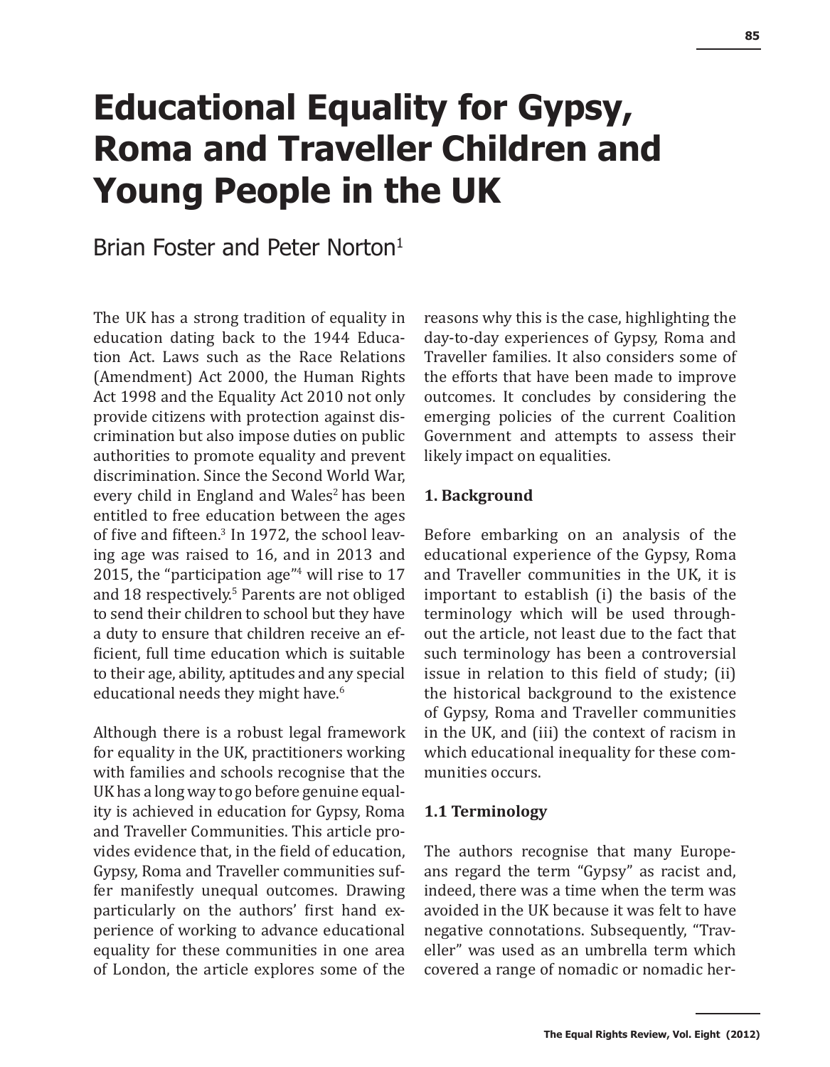# Educational Equality for Gypsy, Roma and Traveller Children and Young People in the UK

Brian Foster and Peter Norton[1]

The UK has a strong tradition of equality in education dating back to the 1944 Education Act. Laws such as the Race Relations (Amendment) Act 2000, the Human Rights Act 1998 and the Equality Act 2010 not only provide citizens with protection against discrimination but also impose duties on public authorities to promote equality and prevent discrimination. Since the Second World War, every child in England and Wales[2] has been entitled to free education between the ages of five and fifteen.[3] In 1972, the school leaving age was raised to 16, and in 2013 and 2015, the "participation age"[4] will rise to 17 and 18 respectively.[5] Parents are not obliged to send their children to school but they have a duty to ensure that children receive an efficient, full time education which is suitable to their age, ability, aptitudes and any special educational needs they might have.[6]

Although there is a robust legal framework for equality in the UK, practitioners working with families and schools recognise that the UK has a long way to go before genuine equality is achieved in education for Gypsy, Roma and Traveller Communities. This article provides evidence that, in the field of education, Gypsy, Roma and Traveller communities suffer manifestly unequal outcomes. Drawing particularly on the authors' first hand experience of working to advance educational equality for these communities in one area of London, the article explores some of the reasons why this is the case, highlighting the day-to-day experiences of Gypsy, Roma and Traveller families. It also considers some of the efforts that have been made to improve outcomes. It concludes by considering the emerging policies of the current Coalition Government and attempts to assess their likely impact on equalities.

## 1. Background

Before embarking on an analysis of the educational experience of the Gypsy, Roma and Traveller communities in the UK, it is important to establish (i) the basis of the terminology which will be used throughout the article, not least due to the fact that such terminology has been a controversial issue in relation to this field of study; (ii) the historical background to the existence of Gypsy, Roma and Traveller communities in the UK, and (iii) the context of racism in which educational inequality for these communities occurs.

### 1.1 Terminology

The authors recognise that many Europeans regard the term "Gypsy" as racist and, indeed, there was a time when the term was avoided in the UK because it was felt to have negative connotations. Subsequently, "Traveller" was used as an umbrella term which covered a range of nomadic or nomadic her-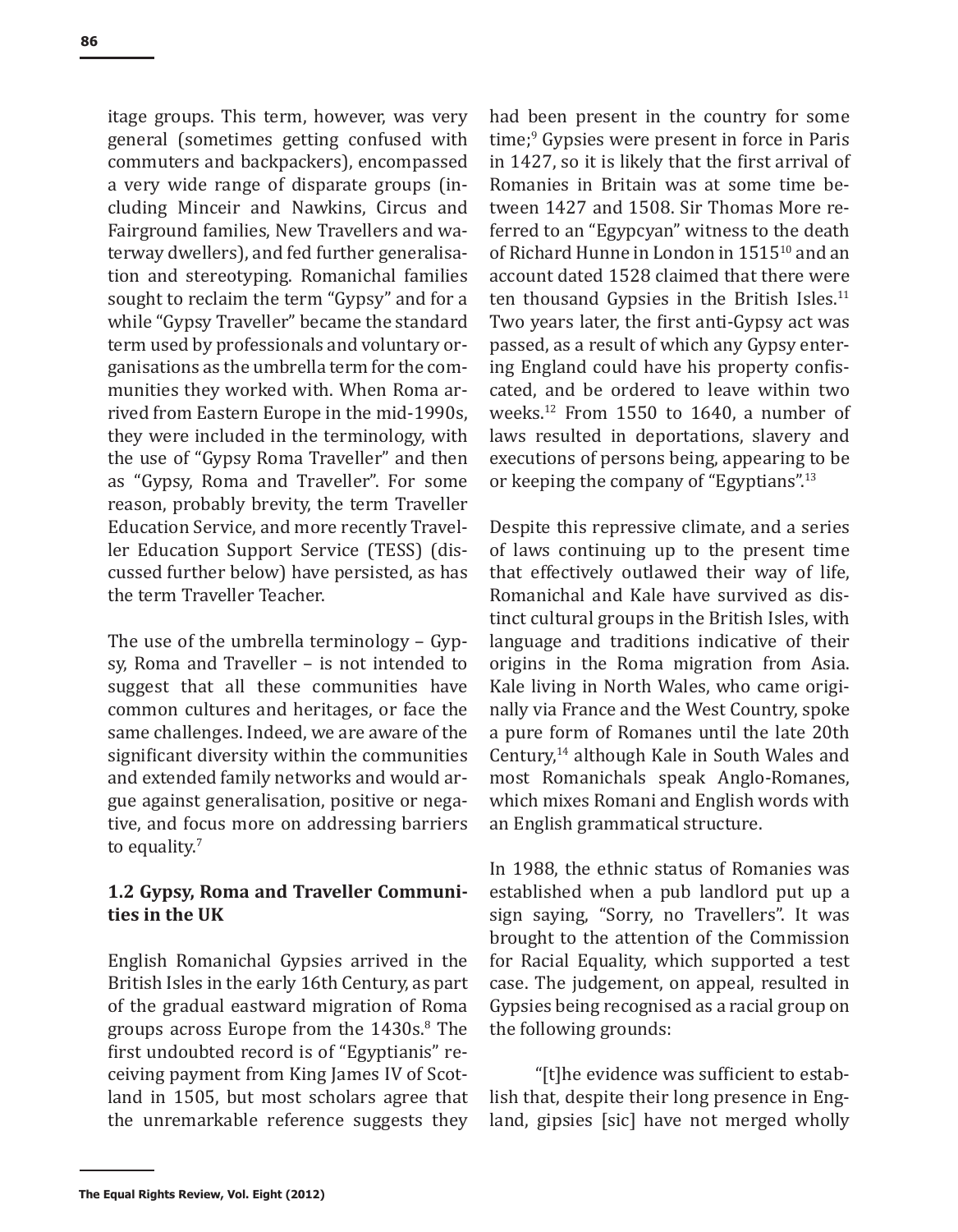itage groups. This term, however, was very general (sometimes getting confused with commuters and backpackers), encompassed a very wide range of disparate groups (including Minceir and Nawkins, Circus and Fairground families, New Travellers and waterway dwellers), and fed further generalisation and stereotyping. Romanichal families sought to reclaim the term "Gypsy" and for a while "Gypsy Traveller" became the standard term used by professionals and voluntary organisations as the umbrella term for the communities they worked with. When Roma arrived from Eastern Europe in the mid-1990s, they were included in the terminology, with the use of "Gypsy Roma Traveller" and then as "Gypsy, Roma and Traveller". For some reason, probably brevity, the term Traveller Education Service, and more recently Traveller Education Support Service (TESS) (discussed further below) have persisted, as has the term Traveller Teacher.

The use of the umbrella terminology – Gypsy, Roma and Traveller – is not intended to suggest that all these communities have common cultures and heritages, or face the same challenges. Indeed, we are aware of the significant diversity within the communities and extended family networks and would argue against generalisation, positive or negative, and focus more on addressing barriers to equality.[7]

### 1.2 Gypsy, Roma and Traveller Communities in the UK

English Romanichal Gypsies arrived in the British Isles in the early 16th Century, as part of the gradual eastward migration of Roma groups across Europe from the 1430s.[8] The first undoubted record is of "Egyptianis" receiving payment from King James IV of Scotland in 1505, but most scholars agree that the unremarkable reference suggests they had been present in the country for some time;[9] Gypsies were present in force in Paris in 1427, so it is likely that the first arrival of Romanies in Britain was at some time between 1427 and 1508. Sir Thomas More referred to an "Egypcyan" witness to the death of Richard Hunne in London in 1515[10] and an account dated 1528 claimed that there were ten thousand Gypsies in the British Isles.[11] Two years later, the first anti-Gypsy act was passed, as a result of which any Gypsy entering England could have his property confiscated, and be ordered to leave within two weeks.[12] From 1550 to 1640, a number of laws resulted in deportations, slavery and executions of persons being, appearing to be or keeping the company of "Egyptians".[13]

Despite this repressive climate, and a series of laws continuing up to the present time that effectively outlawed their way of life, Romanichal and Kale have survived as distinct cultural groups in the British Isles, with language and traditions indicative of their origins in the Roma migration from Asia. Kale living in North Wales, who came originally via France and the West Country, spoke a pure form of Romanes until the late 20th Century,[14] although Kale in South Wales and most Romanichals speak Anglo-Romanes, which mixes Romani and English words with an English grammatical structure.

In 1988, the ethnic status of Romanies was established when a pub landlord put up a sign saying, "Sorry, no Travellers". It was brought to the attention of the Commission for Racial Equality, which supported a test case. The judgement, on appeal, resulted in Gypsies being recognised as a racial group on the following grounds:

> "[t]he evidence was sufficient to establish that, despite their long presence in England, gipsies [sic] have not merged wholly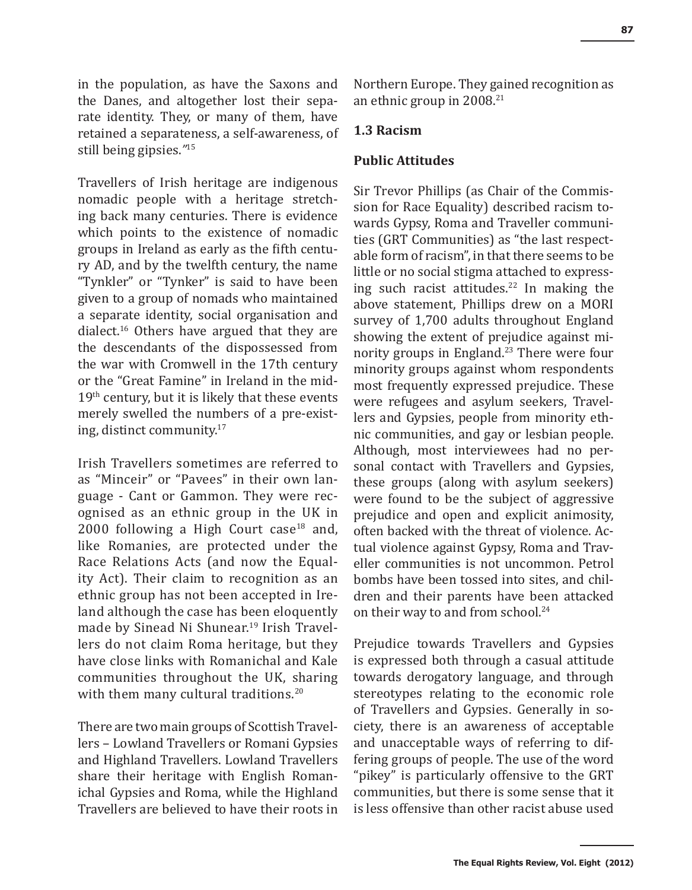in the population, as have the Saxons and the Danes, and altogether lost their separate identity. They, or many of them, have retained a separateness, a self-awareness, of still being gipsies."[15]

Travellers of Irish heritage are indigenous nomadic people with a heritage stretching back many centuries. There is evidence which points to the existence of nomadic groups in Ireland as early as the fifth century AD, and by the twelfth century, the name "Tynkler" or "Tynker" is said to have been given to a group of nomads who maintained a separate identity, social organisation and dialect.[16] Others have argued that they are the descendants of the dispossessed from the war with Cromwell in the 17th century or the "Great Famine" in Ireland in the mid-19th century, but it is likely that these events merely swelled the numbers of a pre-existing, distinct community.[17]

Irish Travellers sometimes are referred to as "Minceir" or "Pavees" in their own language - Cant or Gammon. They were recognised as an ethnic group in the UK in 2000 following a High Court case[18] and, like Romanies, are protected under the Race Relations Acts (and now the Equality Act). Their claim to recognition as an ethnic group has not been accepted in Ireland although the case has been eloquently made by Sinead Ni Shunear.[19] Irish Travellers do not claim Roma heritage, but they have close links with Romanichal and Kale communities throughout the UK, sharing with them many cultural traditions.[20]

There are two main groups of Scottish Travellers – Lowland Travellers or Romani Gypsies and Highland Travellers. Lowland Travellers share their heritage with English Romanichal Gypsies and Roma, while the Highland Travellers are believed to have their roots in Northern Europe. They gained recognition as an ethnic group in 2008.[21]

## 1.3 Racism

### Public Attitudes

Sir Trevor Phillips (as Chair of the Commission for Race Equality) described racism towards Gypsy, Roma and Traveller communities (GRT Communities) as "the last respectable form of racism", in that there seems to be little or no social stigma attached to expressing such racist attitudes.[22] In making the above statement, Phillips drew on a MORI survey of 1,700 adults throughout England showing the extent of prejudice against minority groups in England.[23] There were four minority groups against whom respondents most frequently expressed prejudice. These were refugees and asylum seekers, Travellers and Gypsies, people from minority ethnic communities, and gay or lesbian people. Although, most interviewees had no personal contact with Travellers and Gypsies, these groups (along with asylum seekers) were found to be the subject of aggressive prejudice and open and explicit animosity, often backed with the threat of violence. Actual violence against Gypsy, Roma and Traveller communities is not uncommon. Petrol bombs have been tossed into sites, and children and their parents have been attacked on their way to and from school.[24]

Prejudice towards Travellers and Gypsies is expressed both through a casual attitude towards derogatory language, and through stereotypes relating to the economic role of Travellers and Gypsies. Generally in society, there is an awareness of acceptable and unacceptable ways of referring to differing groups of people. The use of the word "pikey" is particularly offensive to the GRT communities, but there is some sense that it is less offensive than other racist abuse used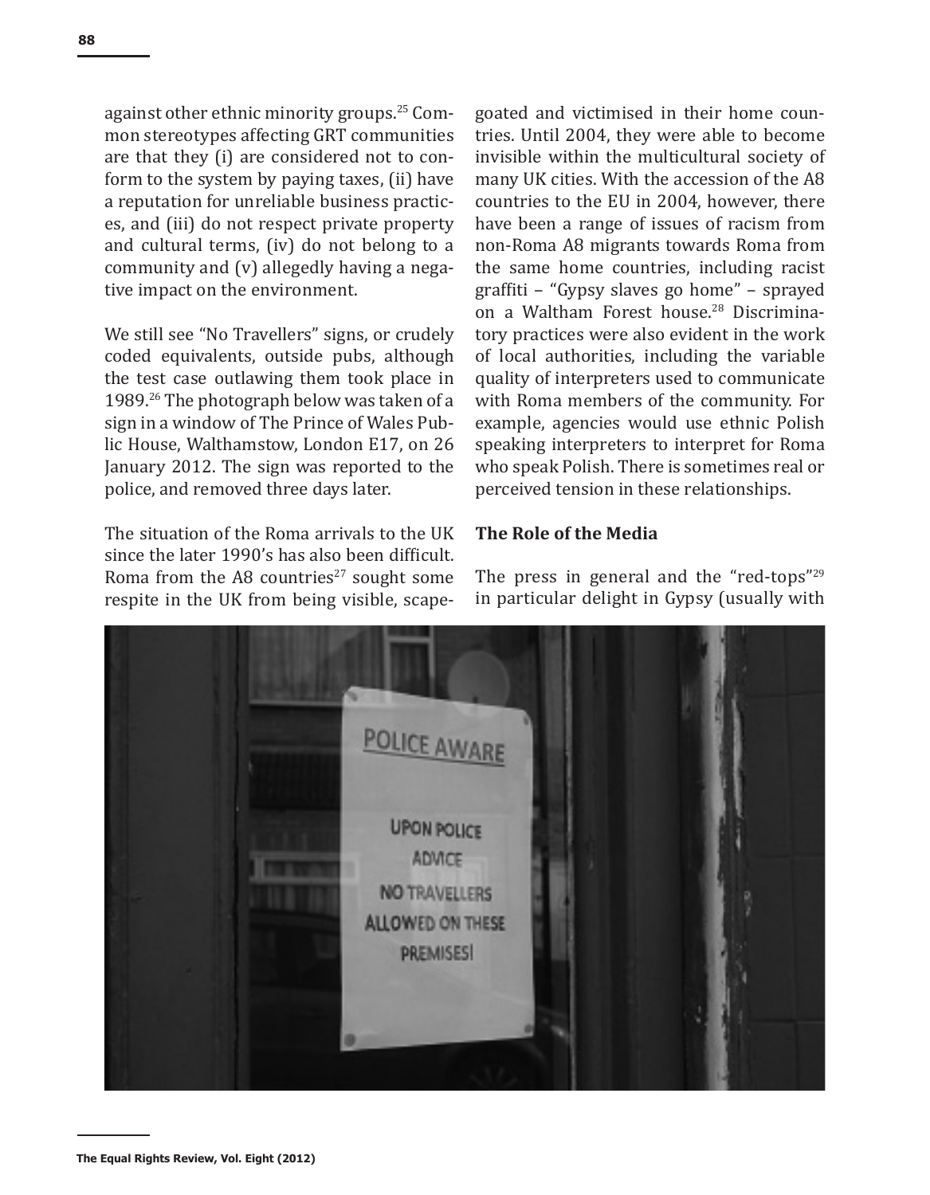against other ethnic minority groups.[25] Common stereotypes affecting GRT communities are that they (i) are considered not to conform to the system by paying taxes, (ii) have a reputation for unreliable business practices, and (iii) do not respect private property and cultural terms, (iv) do not belong to a community and (v) allegedly having a negative impact on the environment.

We still see "No Travellers" signs, or crudely coded equivalents, outside pubs, although the test case outlawing them took place in 1989.[26] The photograph below was taken of a sign in a window of The Prince of Wales Public House, Walthamstow, London E17, on 26 January 2012. The sign was reported to the police, and removed three days later.

The situation of the Roma arrivals to the UK since the later 1990's has also been difficult. Roma from the A8 countries[27] sought some respite in the UK from being visible, scapegoated and victimised in their home countries. Until 2004, they were able to become invisible within the multicultural society of many UK cities. With the accession of the A8 countries to the EU in 2004, however, there have been a range of issues of racism from non-Roma A8 migrants towards Roma from the same home countries, including racist graffiti – "Gypsy slaves go home" – sprayed on a Waltham Forest house.[28] Discriminatory practices were also evident in the work of local authorities, including the variable quality of interpreters used to communicate with Roma members of the community. For example, agencies would use ethnic Polish speaking interpreters to interpret for Roma who speak Polish. There is sometimes real or perceived tension in these relationships.

## The Role of the Media

The press in general and the "red-tops"[29] in particular delight in Gypsy (usually with

POLICE AWARE

UPON POLICE ADVICE NO TRAVELLERS ALLOWED ON THESE PREMISES!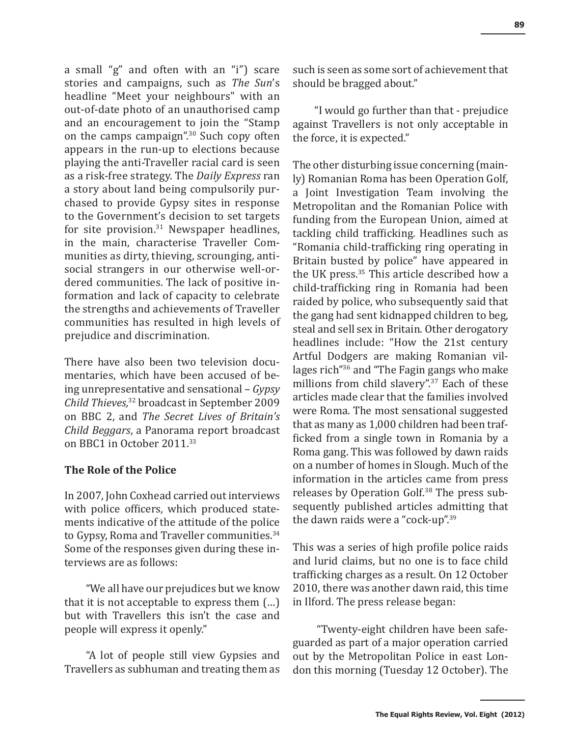a small "g" and often with an "i") scare stories and campaigns, such as *The Sun*'s headline "Meet your neighbours" with an out-of-date photo of an unauthorised camp and an encouragement to join the "Stamp on the camps campaign".[30] Such copy often appears in the run-up to elections because playing the anti-Traveller racial card is seen as a risk-free strategy. The *Daily Express* ran a story about land being compulsorily purchased to provide Gypsy sites in response to the Government's decision to set targets for site provision.[31] Newspaper headlines, in the main, characterise Traveller Communities as dirty, thieving, scrounging, anti-social strangers in our otherwise well-ordered communities. The lack of positive information and lack of capacity to celebrate the strengths and achievements of Traveller communities has resulted in high levels of prejudice and discrimination.

There have also been two television documentaries, which have been accused of being unrepresentative and sensational – *Gypsy Child Thieves,*[32] broadcast in September 2009 on BBC 2, and *The Secret Lives of Britain's Child Beggars*, a Panorama report broadcast on BBC1 in October 2011.[33]

### The Role of the Police

In 2007, John Coxhead carried out interviews with police officers, which produced statements indicative of the attitude of the police to Gypsy, Roma and Traveller communities.[34] Some of the responses given during these interviews are as follows:

"We all have our prejudices but we know that it is not acceptable to express them (…) but with Travellers this isn't the case and people will express it openly."

"A lot of people still view Gypsies and Travellers as subhuman and treating them as such is seen as some sort of achievement that should be bragged about."

"I would go further than that - prejudice against Travellers is not only acceptable in the force, it is expected."

The other disturbing issue concerning (mainly) Romanian Roma has been Operation Golf, a Joint Investigation Team involving the Metropolitan and the Romanian Police with funding from the European Union, aimed at tackling child trafficking. Headlines such as "Romania child-trafficking ring operating in Britain busted by police" have appeared in the UK press.[35] This article described how a child-trafficking ring in Romania had been raided by police, who subsequently said that the gang had sent kidnapped children to beg, steal and sell sex in Britain. Other derogatory headlines include: "How the 21st century Artful Dodgers are making Romanian villages rich"[36] and "The Fagin gangs who make millions from child slavery".[37] Each of these articles made clear that the families involved were Roma. The most sensational suggested that as many as 1,000 children had been trafficked from a single town in Romania by a Roma gang. This was followed by dawn raids on a number of homes in Slough. Much of the information in the articles came from press releases by Operation Golf.[38] The press subsequently published articles admitting that the dawn raids were a "cock-up".[39]

This was a series of high profile police raids and lurid claims, but no one is to face child trafficking charges as a result. On 12 October 2010, there was another dawn raid, this time in Ilford. The press release began:

"Twenty-eight children have been safeguarded as part of a major operation carried out by the Metropolitan Police in east London this morning (Tuesday 12 October). The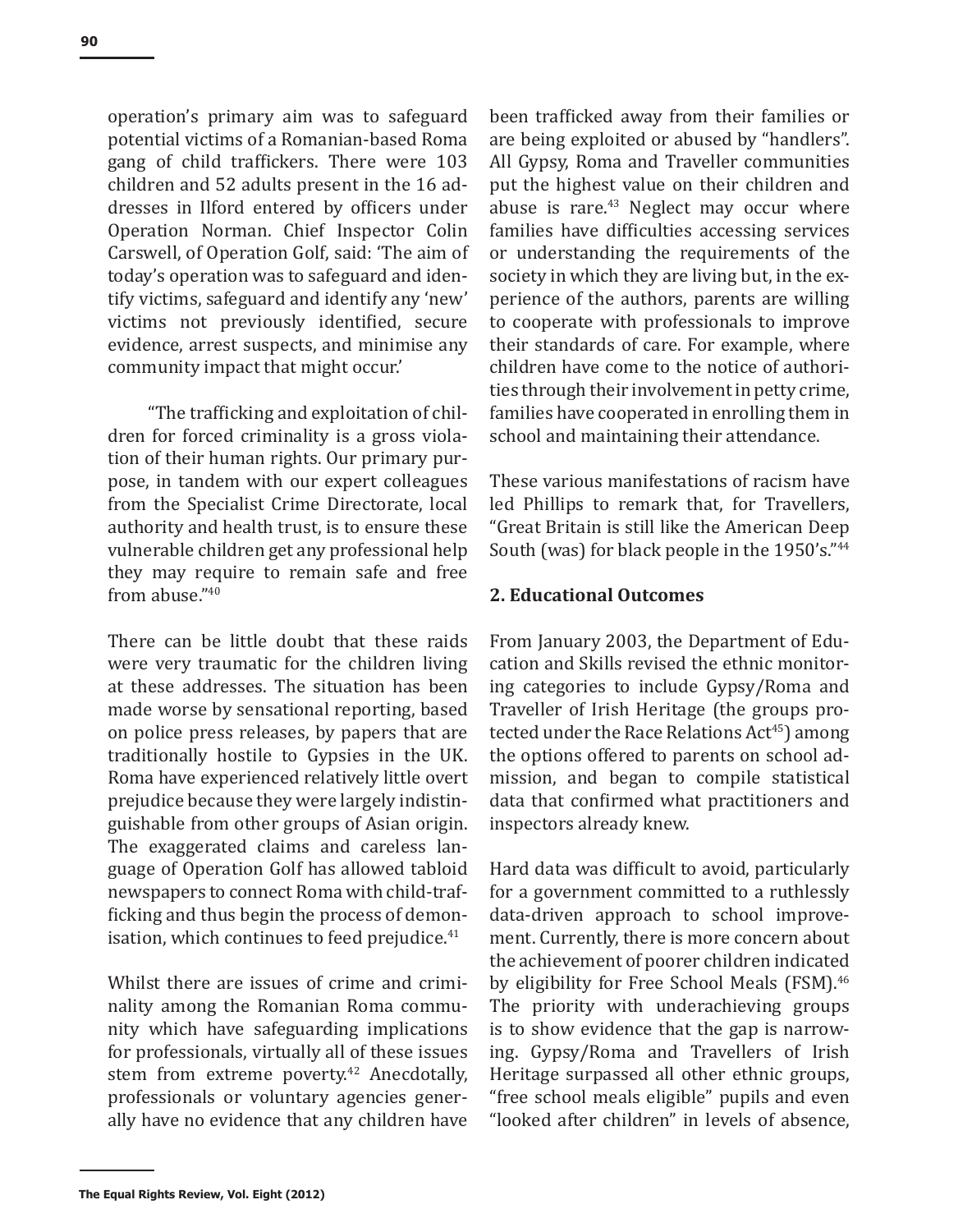operation's primary aim was to safeguard potential victims of a Romanian-based Roma gang of child traffickers. There were 103 children and 52 adults present in the 16 addresses in Ilford entered by officers under Operation Norman. Chief Inspector Colin Carswell, of Operation Golf, said: 'The aim of today's operation was to safeguard and identify victims, safeguard and identify any 'new' victims not previously identified, secure evidence, arrest suspects, and minimise any community impact that might occur.'

"The trafficking and exploitation of children for forced criminality is a gross violation of their human rights. Our primary purpose, in tandem with our expert colleagues from the Specialist Crime Directorate, local authority and health trust, is to ensure these vulnerable children get any professional help they may require to remain safe and free from abuse."[40]

There can be little doubt that these raids were very traumatic for the children living at these addresses. The situation has been made worse by sensational reporting, based on police press releases, by papers that are traditionally hostile to Gypsies in the UK. Roma have experienced relatively little overt prejudice because they were largely indistinguishable from other groups of Asian origin. The exaggerated claims and careless language of Operation Golf has allowed tabloid newspapers to connect Roma with child-trafficking and thus begin the process of demonisation, which continues to feed prejudice.[41]

Whilst there are issues of crime and criminality among the Romanian Roma community which have safeguarding implications for professionals, virtually all of these issues stem from extreme poverty.[42] Anecdotally, professionals or voluntary agencies generally have no evidence that any children have been trafficked away from their families or are being exploited or abused by "handlers". All Gypsy, Roma and Traveller communities put the highest value on their children and abuse is rare.[43] Neglect may occur where families have difficulties accessing services or understanding the requirements of the society in which they are living but, in the experience of the authors, parents are willing to cooperate with professionals to improve their standards of care. For example, where children have come to the notice of authorities through their involvement in petty crime, families have cooperated in enrolling them in school and maintaining their attendance.

These various manifestations of racism have led Phillips to remark that, for Travellers, "Great Britain is still like the American Deep South (was) for black people in the 1950's."[44]

## 2. Educational Outcomes

From January 2003, the Department of Education and Skills revised the ethnic monitoring categories to include Gypsy/Roma and Traveller of Irish Heritage (the groups protected under the Race Relations Act[45]) among the options offered to parents on school admission, and began to compile statistical data that confirmed what practitioners and inspectors already knew.

Hard data was difficult to avoid, particularly for a government committed to a ruthlessly data-driven approach to school improvement. Currently, there is more concern about the achievement of poorer children indicated by eligibility for Free School Meals (FSM).[46] The priority with underachieving groups is to show evidence that the gap is narrowing. Gypsy/Roma and Travellers of Irish Heritage surpassed all other ethnic groups, "free school meals eligible" pupils and even "looked after children" in levels of absence,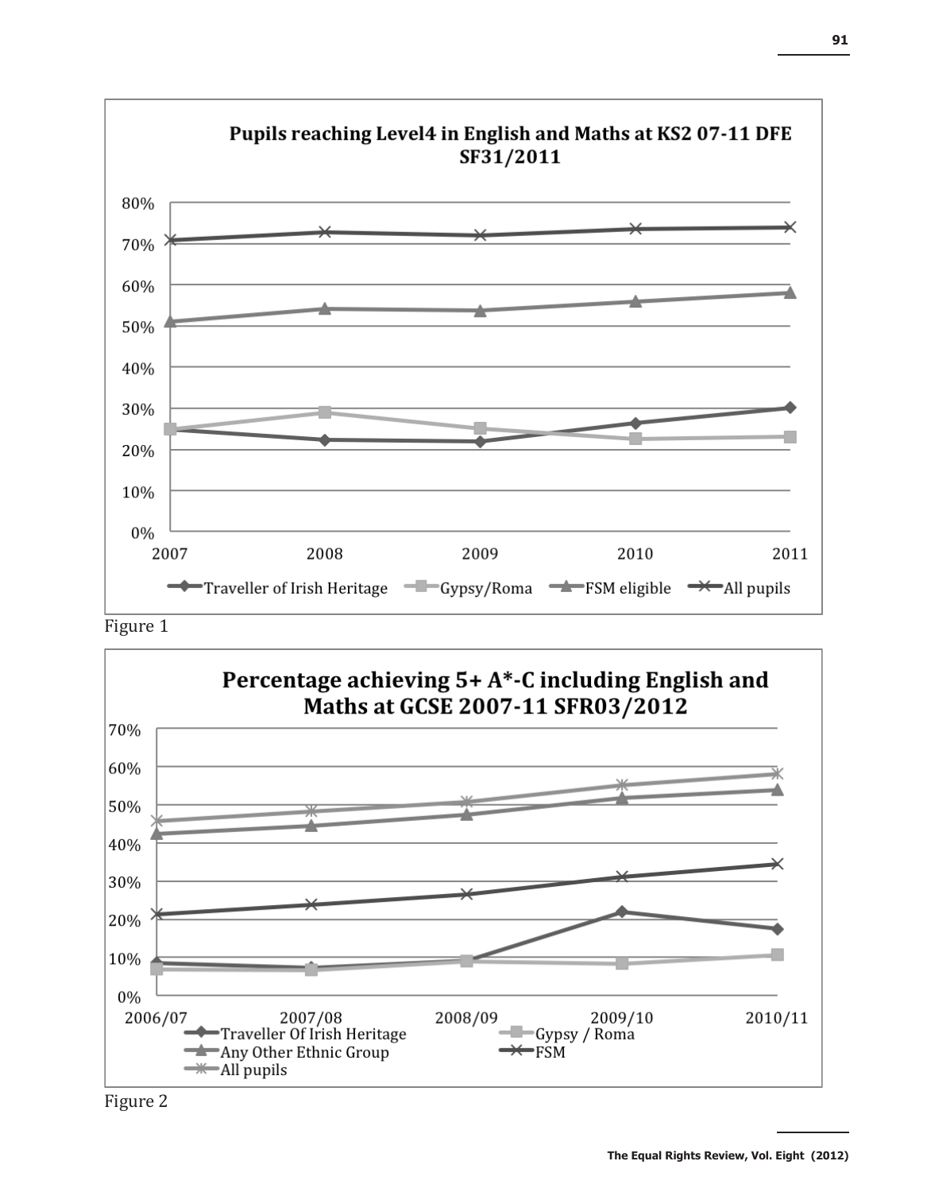**Pupils reaching Level4 in English and Maths at KS2 07-11 DFE SF31/2011**

Figure 1

**Percentage achieving 5+ A*-C including English and Maths at GCSE 2007-11 SFR03/2012**

Figure 2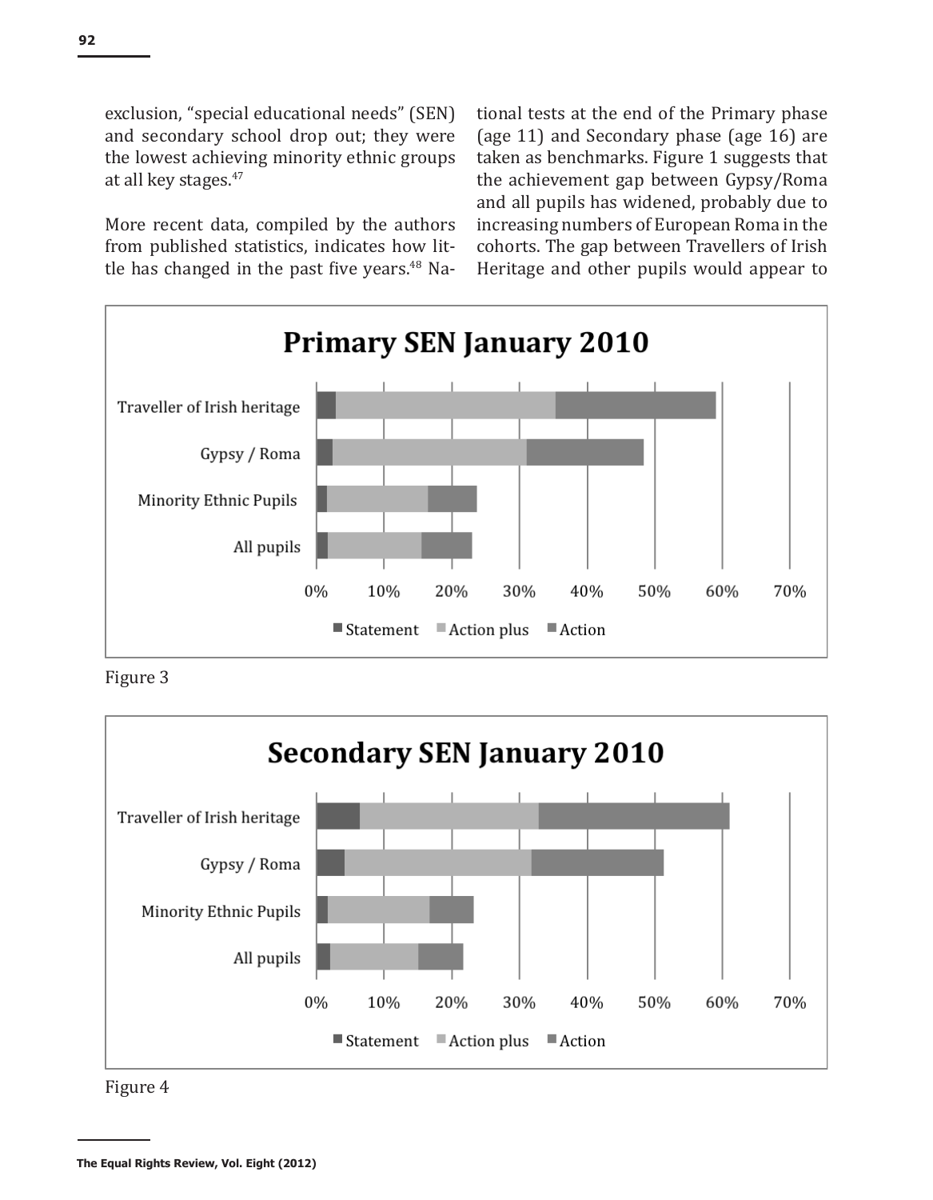exclusion, "special educational needs" (SEN) and secondary school drop out; they were the lowest achieving minority ethnic groups at all key stages.[47]

More recent data, compiled by the authors from published statistics, indicates how little has changed in the past five years.[48] National tests at the end of the Primary phase (age 11) and Secondary phase (age 16) are taken as benchmarks. Figure 1 suggests that the achievement gap between Gypsy/Roma and all pupils has widened, probably due to increasing numbers of European Roma in the cohorts. The gap between Travellers of Irish Heritage and other pupils would appear to

**Primary SEN January 2010**

Figure 3

**Secondary SEN January 2010**

Figure 4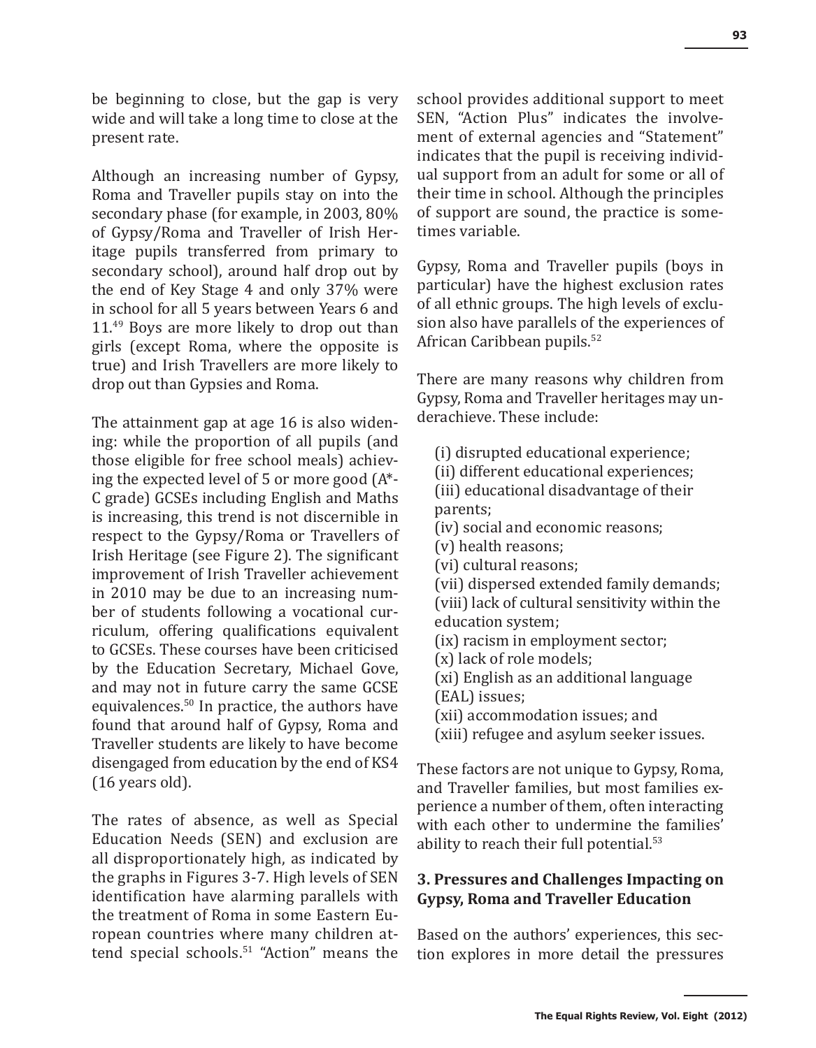be beginning to close, but the gap is very wide and will take a long time to close at the present rate.

Although an increasing number of Gypsy, Roma and Traveller pupils stay on into the secondary phase (for example, in 2003, 80% of Gypsy/Roma and Traveller of Irish Heritage pupils transferred from primary to secondary school), around half drop out by the end of Key Stage 4 and only 37% were in school for all 5 years between Years 6 and 11.[49] Boys are more likely to drop out than girls (except Roma, where the opposite is true) and Irish Travellers are more likely to drop out than Gypsies and Roma.

The attainment gap at age 16 is also widening: while the proportion of all pupils (and those eligible for free school meals) achieving the expected level of 5 or more good (A*-C grade) GCSEs including English and Maths is increasing, this trend is not discernible in respect to the Gypsy/Roma or Travellers of Irish Heritage (see Figure 2). The significant improvement of Irish Traveller achievement in 2010 may be due to an increasing number of students following a vocational curriculum, offering qualifications equivalent to GCSEs. These courses have been criticised by the Education Secretary, Michael Gove, and may not in future carry the same GCSE equivalences.[50] In practice, the authors have found that around half of Gypsy, Roma and Traveller students are likely to have become disengaged from education by the end of KS4 (16 years old).

The rates of absence, as well as Special Education Needs (SEN) and exclusion are all disproportionately high, as indicated by the graphs in Figures 3-7. High levels of SEN identification have alarming parallels with the treatment of Roma in some Eastern European countries where many children attend special schools.[51] "Action" means the school provides additional support to meet SEN, "Action Plus" indicates the involvement of external agencies and "Statement" indicates that the pupil is receiving individual support from an adult for some or all of their time in school. Although the principles of support are sound, the practice is sometimes variable.

Gypsy, Roma and Traveller pupils (boys in particular) have the highest exclusion rates of all ethnic groups. The high levels of exclusion also have parallels of the experiences of African Caribbean pupils.[52]

There are many reasons why children from Gypsy, Roma and Traveller heritages may underachieve. These include:

(i) disrupted educational experience;
(ii) different educational experiences;
(iii) educational disadvantage of their parents;
(iv) social and economic reasons;
(v) health reasons;
(vi) cultural reasons;
(vii) dispersed extended family demands;
(viii) lack of cultural sensitivity within the education system;
(ix) racism in employment sector;
(x) lack of role models;
(xi) English as an additional language (EAL) issues;
(xii) accommodation issues; and
(xiii) refugee and asylum seeker issues.

These factors are not unique to Gypsy, Roma, and Traveller families, but most families experience a number of them, often interacting with each other to undermine the families' ability to reach their full potential.[53]

### 3. Pressures and Challenges Impacting on Gypsy, Roma and Traveller Education

Based on the authors' experiences, this section explores in more detail the pressures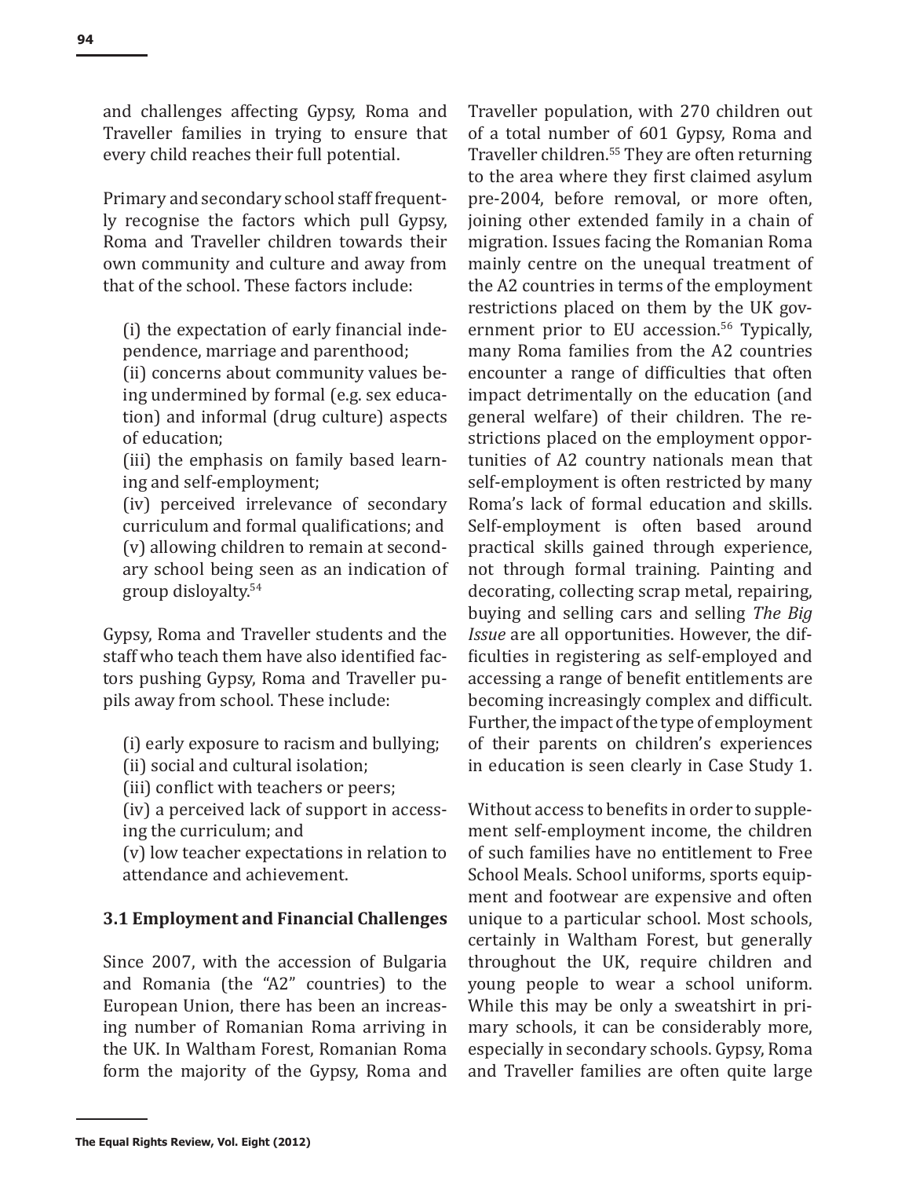and challenges affecting Gypsy, Roma and Traveller families in trying to ensure that every child reaches their full potential.

Primary and secondary school staff frequently recognise the factors which pull Gypsy, Roma and Traveller children towards their own community and culture and away from that of the school. These factors include:

(i) the expectation of early financial independence, marriage and parenthood;
(ii) concerns about community values being undermined by formal (e.g. sex education) and informal (drug culture) aspects of education;
(iii) the emphasis on family based learning and self-employment;
(iv) perceived irrelevance of secondary curriculum and formal qualifications; and
(v) allowing children to remain at secondary school being seen as an indication of group disloyalty.[54]

Gypsy, Roma and Traveller students and the staff who teach them have also identified factors pushing Gypsy, Roma and Traveller pupils away from school. These include:

(i) early exposure to racism and bullying;
(ii) social and cultural isolation;
(iii) conflict with teachers or peers;
(iv) a perceived lack of support in accessing the curriculum; and
(v) low teacher expectations in relation to attendance and achievement.

### 3.1 Employment and Financial Challenges

Since 2007, with the accession of Bulgaria and Romania (the "A2" countries) to the European Union, there has been an increasing number of Romanian Roma arriving in the UK. In Waltham Forest, Romanian Roma form the majority of the Gypsy, Roma and Traveller population, with 270 children out of a total number of 601 Gypsy, Roma and Traveller children.[55] They are often returning to the area where they first claimed asylum pre-2004, before removal, or more often, joining other extended family in a chain of migration. Issues facing the Romanian Roma mainly centre on the unequal treatment of the A2 countries in terms of the employment restrictions placed on them by the UK government prior to EU accession.[56] Typically, many Roma families from the A2 countries encounter a range of difficulties that often impact detrimentally on the education (and general welfare) of their children. The restrictions placed on the employment opportunities of A2 country nationals mean that self-employment is often restricted by many Roma's lack of formal education and skills. Self-employment is often based around practical skills gained through experience, not through formal training. Painting and decorating, collecting scrap metal, repairing, buying and selling cars and selling *The Big Issue* are all opportunities. However, the difficulties in registering as self-employed and accessing a range of benefit entitlements are becoming increasingly complex and difficult. Further, the impact of the type of employment of their parents on children's experiences in education is seen clearly in Case Study 1.

Without access to benefits in order to supplement self-employment income, the children of such families have no entitlement to Free School Meals. School uniforms, sports equipment and footwear are expensive and often unique to a particular school. Most schools, certainly in Waltham Forest, but generally throughout the UK, require children and young people to wear a school uniform. While this may be only a sweatshirt in primary schools, it can be considerably more, especially in secondary schools. Gypsy, Roma and Traveller families are often quite large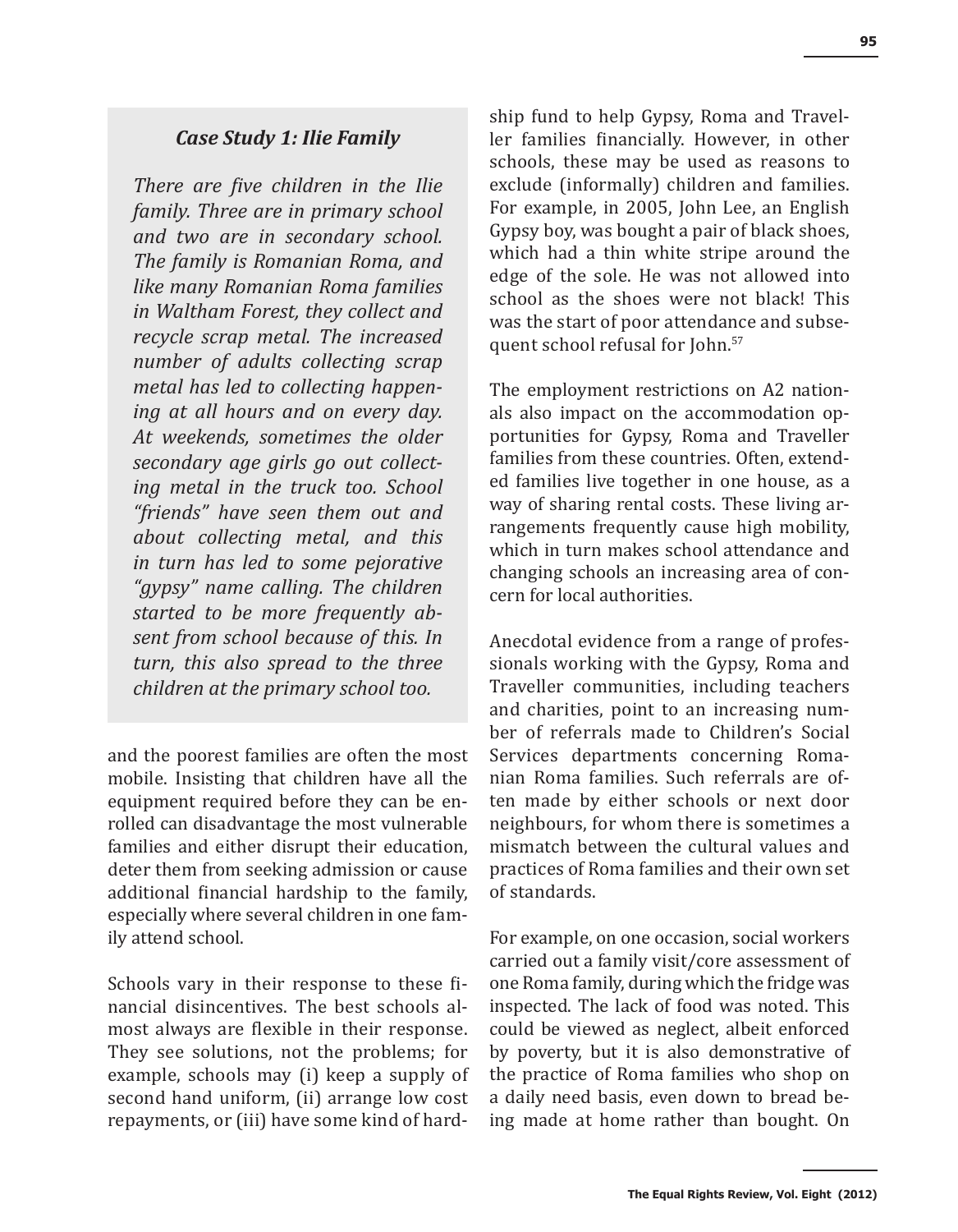### *Case Study 1: Ilie Family*

*There are five children in the Ilie family. Three are in primary school and two are in secondary school. The family is Romanian Roma, and like many Romanian Roma families in Waltham Forest, they collect and recycle scrap metal. The increased number of adults collecting scrap metal has led to collecting happening at all hours and on every day. At weekends, sometimes the older secondary age girls go out collecting metal in the truck too. School "friends" have seen them out and about collecting metal, and this in turn has led to some pejorative "gypsy" name calling. The children started to be more frequently absent from school because of this. In turn, this also spread to the three children at the primary school too.*

and the poorest families are often the most mobile. Insisting that children have all the equipment required before they can be enrolled can disadvantage the most vulnerable families and either disrupt their education, deter them from seeking admission or cause additional financial hardship to the family, especially where several children in one family attend school.

Schools vary in their response to these financial disincentives. The best schools almost always are flexible in their response. They see solutions, not the problems; for example, schools may (i) keep a supply of second hand uniform, (ii) arrange low cost repayments, or (iii) have some kind of hardship fund to help Gypsy, Roma and Traveller families financially. However, in other schools, these may be used as reasons to exclude (informally) children and families. For example, in 2005, John Lee, an English Gypsy boy, was bought a pair of black shoes, which had a thin white stripe around the edge of the sole. He was not allowed into school as the shoes were not black! This was the start of poor attendance and subsequent school refusal for John.[57]

The employment restrictions on A2 nationals also impact on the accommodation opportunities for Gypsy, Roma and Traveller families from these countries. Often, extended families live together in one house, as a way of sharing rental costs. These living arrangements frequently cause high mobility, which in turn makes school attendance and changing schools an increasing area of concern for local authorities.

Anecdotal evidence from a range of professionals working with the Gypsy, Roma and Traveller communities, including teachers and charities, point to an increasing number of referrals made to Children's Social Services departments concerning Romanian Roma families. Such referrals are often made by either schools or next door neighbours, for whom there is sometimes a mismatch between the cultural values and practices of Roma families and their own set of standards.

For example, on one occasion, social workers carried out a family visit/core assessment of one Roma family, during which the fridge was inspected. The lack of food was noted. This could be viewed as neglect, albeit enforced by poverty, but it is also demonstrative of the practice of Roma families who shop on a daily need basis, even down to bread being made at home rather than bought. On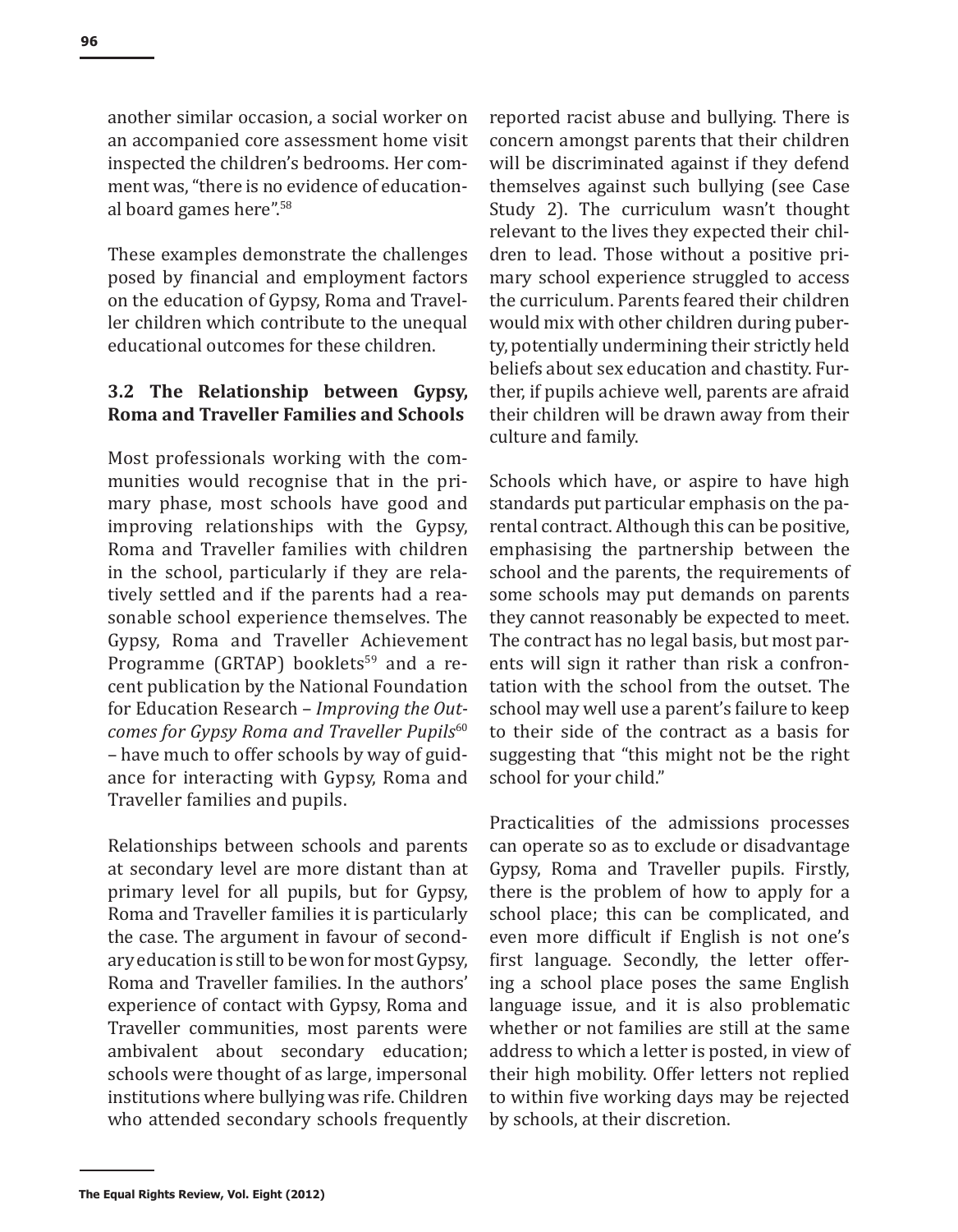another similar occasion, a social worker on an accompanied core assessment home visit inspected the children's bedrooms. Her comment was, "there is no evidence of educational board games here".[58]

These examples demonstrate the challenges posed by financial and employment factors on the education of Gypsy, Roma and Traveller children which contribute to the unequal educational outcomes for these children.

### 3.2 The Relationship between Gypsy, Roma and Traveller Families and Schools

Most professionals working with the communities would recognise that in the primary phase, most schools have good and improving relationships with the Gypsy, Roma and Traveller families with children in the school, particularly if they are relatively settled and if the parents had a reasonable school experience themselves. The Gypsy, Roma and Traveller Achievement Programme (GRTAP) booklets[59] and a recent publication by the National Foundation for Education Research – *Improving the Outcomes for Gypsy Roma and Traveller Pupils*[60] – have much to offer schools by way of guidance for interacting with Gypsy, Roma and Traveller families and pupils.

Relationships between schools and parents at secondary level are more distant than at primary level for all pupils, but for Gypsy, Roma and Traveller families it is particularly the case. The argument in favour of secondary education is still to be won for most Gypsy, Roma and Traveller families. In the authors' experience of contact with Gypsy, Roma and Traveller communities, most parents were ambivalent about secondary education; schools were thought of as large, impersonal institutions where bullying was rife. Children who attended secondary schools frequently reported racist abuse and bullying. There is concern amongst parents that their children will be discriminated against if they defend themselves against such bullying (see Case Study 2). The curriculum wasn't thought relevant to the lives they expected their children to lead. Those without a positive primary school experience struggled to access the curriculum. Parents feared their children would mix with other children during puberty, potentially undermining their strictly held beliefs about sex education and chastity. Further, if pupils achieve well, parents are afraid their children will be drawn away from their culture and family.

Schools which have, or aspire to have high standards put particular emphasis on the parental contract. Although this can be positive, emphasising the partnership between the school and the parents, the requirements of some schools may put demands on parents they cannot reasonably be expected to meet. The contract has no legal basis, but most parents will sign it rather than risk a confrontation with the school from the outset. The school may well use a parent's failure to keep to their side of the contract as a basis for suggesting that "this might not be the right school for your child."

Practicalities of the admissions processes can operate so as to exclude or disadvantage Gypsy, Roma and Traveller pupils. Firstly, there is the problem of how to apply for a school place; this can be complicated, and even more difficult if English is not one's first language. Secondly, the letter offering a school place poses the same English language issue, and it is also problematic whether or not families are still at the same address to which a letter is posted, in view of their high mobility. Offer letters not replied to within five working days may be rejected by schools, at their discretion.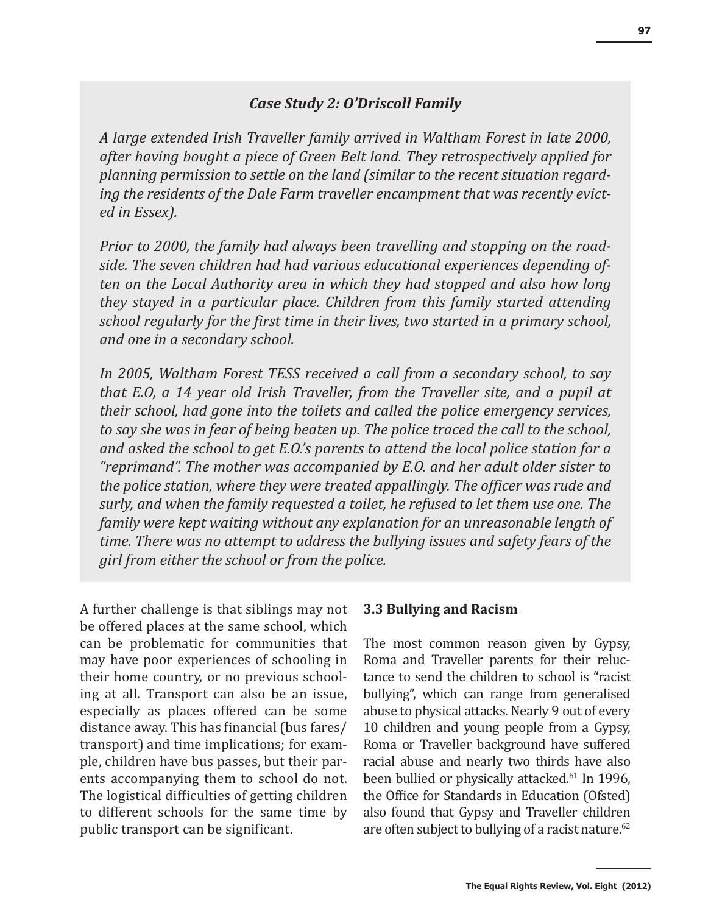### *Case Study 2: O'Driscoll Family*

*A large extended Irish Traveller family arrived in Waltham Forest in late 2000, after having bought a piece of Green Belt land. They retrospectively applied for planning permission to settle on the land (similar to the recent situation regarding the residents of the Dale Farm traveller encampment that was recently evicted in Essex).*

*Prior to 2000, the family had always been travelling and stopping on the roadside. The seven children had had various educational experiences depending often on the Local Authority area in which they had stopped and also how long they stayed in a particular place. Children from this family started attending school regularly for the first time in their lives, two started in a primary school, and one in a secondary school.*

*In 2005, Waltham Forest TESS received a call from a secondary school, to say that E.O, a 14 year old Irish Traveller, from the Traveller site, and a pupil at their school, had gone into the toilets and called the police emergency services, to say she was in fear of being beaten up. The police traced the call to the school, and asked the school to get E.O.'s parents to attend the local police station for a "reprimand". The mother was accompanied by E.O. and her adult older sister to the police station, where they were treated appallingly. The officer was rude and surly, and when the family requested a toilet, he refused to let them use one. The family were kept waiting without any explanation for an unreasonable length of time. There was no attempt to address the bullying issues and safety fears of the girl from either the school or from the police.*

A further challenge is that siblings may not be offered places at the same school, which can be problematic for communities that may have poor experiences of schooling in their home country, or no previous schooling at all. Transport can also be an issue, especially as places offered can be some distance away. This has financial (bus fares/transport) and time implications; for example, children have bus passes, but their parents accompanying them to school do not. The logistical difficulties of getting children to different schools for the same time by public transport can be significant.

### 3.3 Bullying and Racism

The most common reason given by Gypsy, Roma and Traveller parents for their reluctance to send the children to school is "racist bullying", which can range from generalised abuse to physical attacks. Nearly 9 out of every 10 children and young people from a Gypsy, Roma or Traveller background have suffered racial abuse and nearly two thirds have also been bullied or physically attacked.[61] In 1996, the Office for Standards in Education (Ofsted) also found that Gypsy and Traveller children are often subject to bullying of a racist nature.[62]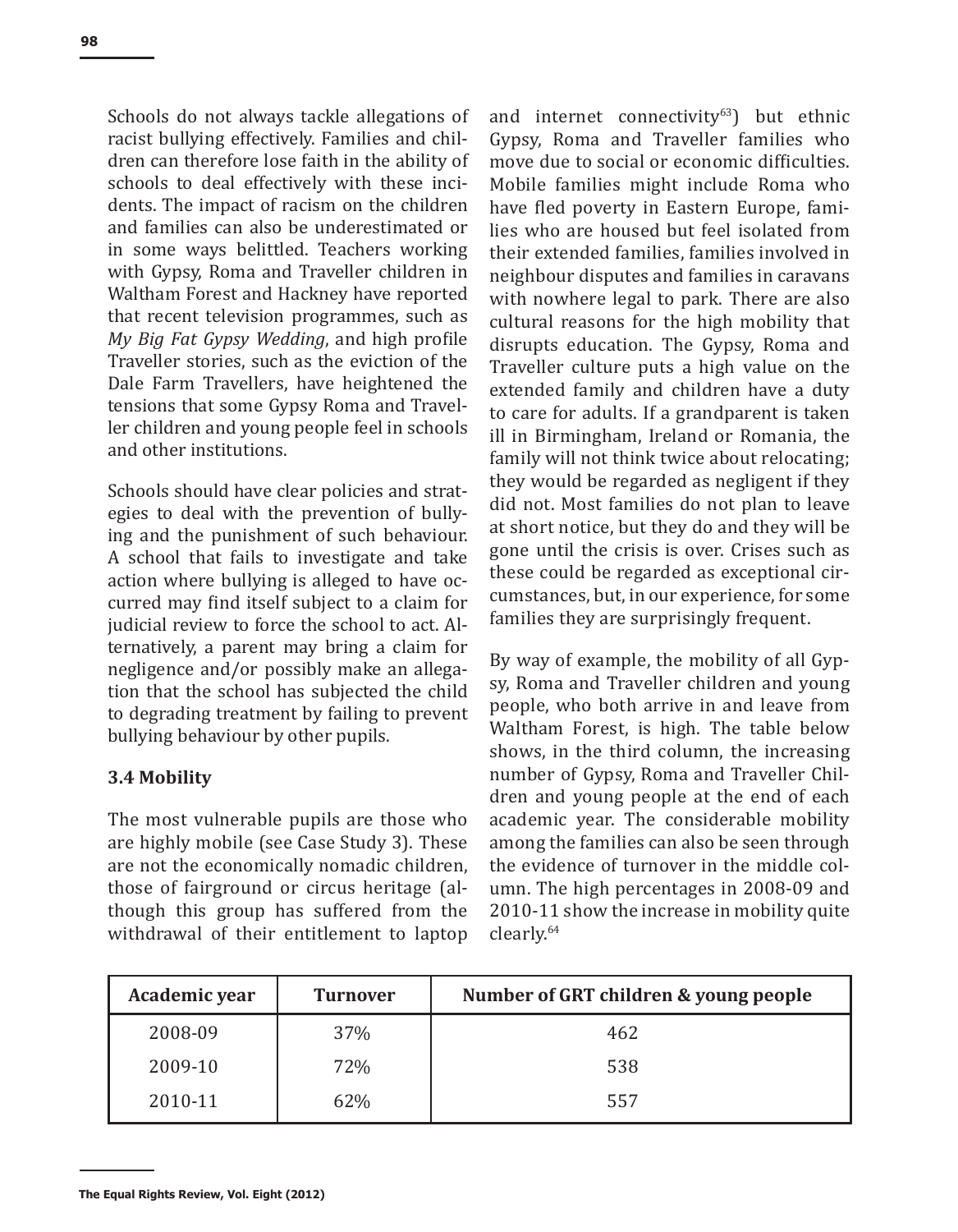Schools do not always tackle allegations of racist bullying effectively. Families and children can therefore lose faith in the ability of schools to deal effectively with these incidents. The impact of racism on the children and families can also be underestimated or in some ways belittled. Teachers working with Gypsy, Roma and Traveller children in Waltham Forest and Hackney have reported that recent television programmes, such as *My Big Fat Gypsy Wedding*, and high profile Traveller stories, such as the eviction of the Dale Farm Travellers, have heightened the tensions that some Gypsy Roma and Traveller children and young people feel in schools and other institutions.

Schools should have clear policies and strategies to deal with the prevention of bullying and the punishment of such behaviour. A school that fails to investigate and take action where bullying is alleged to have occurred may find itself subject to a claim for judicial review to force the school to act. Alternatively, a parent may bring a claim for negligence and/or possibly make an allegation that the school has subjected the child to degrading treatment by failing to prevent bullying behaviour by other pupils.

### 3.4 Mobility

The most vulnerable pupils are those who are highly mobile (see Case Study 3). These are not the economically nomadic children, those of fairground or circus heritage (although this group has suffered from the withdrawal of their entitlement to laptop and internet connectivity[63]) but ethnic Gypsy, Roma and Traveller families who move due to social or economic difficulties. Mobile families might include Roma who have fled poverty in Eastern Europe, families who are housed but feel isolated from their extended families, families involved in neighbour disputes and families in caravans with nowhere legal to park. There are also cultural reasons for the high mobility that disrupts education. The Gypsy, Roma and Traveller culture puts a high value on the extended family and children have a duty to care for adults. If a grandparent is taken ill in Birmingham, Ireland or Romania, the family will not think twice about relocating; they would be regarded as negligent if they did not. Most families do not plan to leave at short notice, but they do and they will be gone until the crisis is over. Crises such as these could be regarded as exceptional circumstances, but, in our experience, for some families they are surprisingly frequent.

By way of example, the mobility of all Gypsy, Roma and Traveller children and young people, who both arrive in and leave from Waltham Forest, is high. The table below shows, in the third column, the increasing number of Gypsy, Roma and Traveller Children and young people at the end of each academic year. The considerable mobility among the families can also be seen through the evidence of turnover in the middle column. The high percentages in 2008-09 and 2010-11 show the increase in mobility quite clearly.[64]

| Academic year | Turnover | Number of GRT children & young people |
|---|---|---|
| 2008-09 | 37% | 462 |
| 2009-10 | 72% | 538 |
| 2010-11 | 62% | 557 |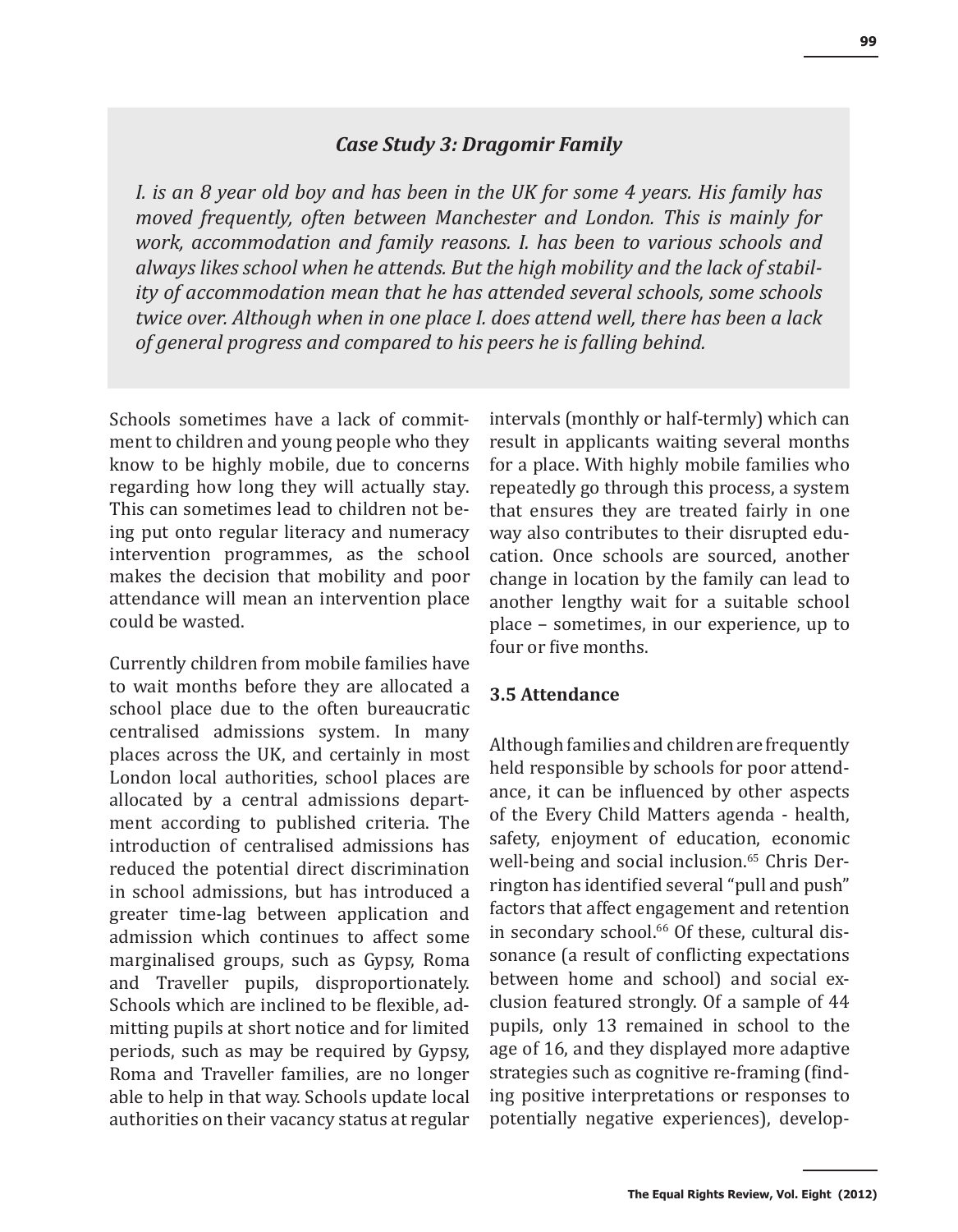### *Case Study 3: Dragomir Family*

*I. is an 8 year old boy and has been in the UK for some 4 years. His family has moved frequently, often between Manchester and London. This is mainly for work, accommodation and family reasons. I. has been to various schools and always likes school when he attends. But the high mobility and the lack of stability of accommodation mean that he has attended several schools, some schools twice over. Although when in one place I. does attend well, there has been a lack of general progress and compared to his peers he is falling behind.*

Schools sometimes have a lack of commitment to children and young people who they know to be highly mobile, due to concerns regarding how long they will actually stay. This can sometimes lead to children not being put onto regular literacy and numeracy intervention programmes, as the school makes the decision that mobility and poor attendance will mean an intervention place could be wasted.

Currently children from mobile families have to wait months before they are allocated a school place due to the often bureaucratic centralised admissions system. In many places across the UK, and certainly in most London local authorities, school places are allocated by a central admissions department according to published criteria. The introduction of centralised admissions has reduced the potential direct discrimination in school admissions, but has introduced a greater time-lag between application and admission which continues to affect some marginalised groups, such as Gypsy, Roma and Traveller pupils, disproportionately. Schools which are inclined to be flexible, admitting pupils at short notice and for limited periods, such as may be required by Gypsy, Roma and Traveller families, are no longer able to help in that way. Schools update local authorities on their vacancy status at regular intervals (monthly or half-termly) which can result in applicants waiting several months for a place. With highly mobile families who repeatedly go through this process, a system that ensures they are treated fairly in one way also contributes to their disrupted education. Once schools are sourced, another change in location by the family can lead to another lengthy wait for a suitable school place – sometimes, in our experience, up to four or five months.

### 3.5 Attendance

Although families and children are frequently held responsible by schools for poor attendance, it can be influenced by other aspects of the Every Child Matters agenda - health, safety, enjoyment of education, economic well-being and social inclusion.[65] Chris Derrington has identified several "pull and push" factors that affect engagement and retention in secondary school.[66] Of these, cultural dissonance (a result of conflicting expectations between home and school) and social exclusion featured strongly. Of a sample of 44 pupils, only 13 remained in school to the age of 16, and they displayed more adaptive strategies such as cognitive re-framing (finding positive interpretations or responses to potentially negative experiences), develop-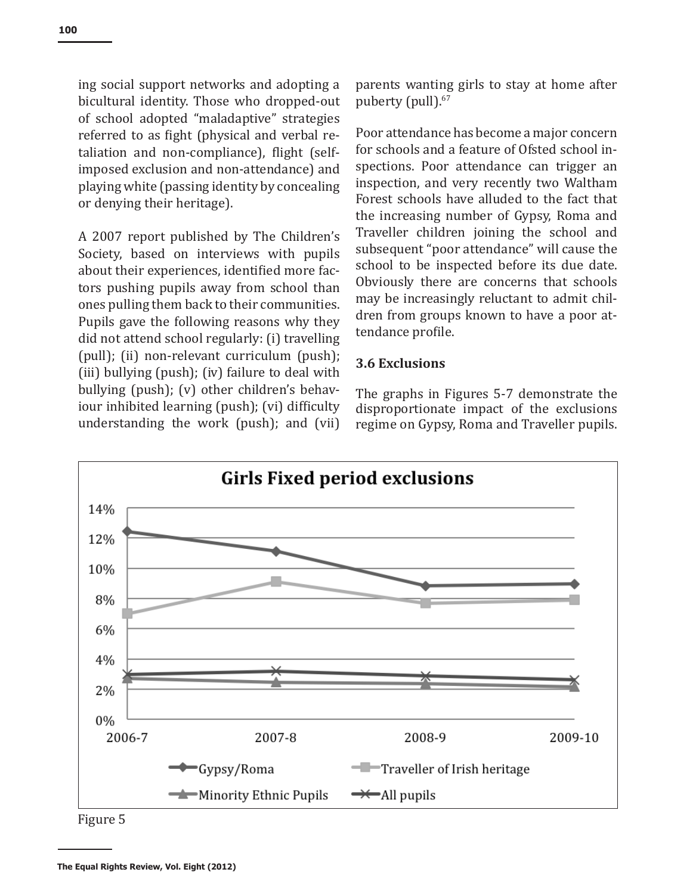ing social support networks and adopting a bicultural identity. Those who dropped-out of school adopted "maladaptive" strategies referred to as fight (physical and verbal retaliation and non-compliance), flight (self-imposed exclusion and non-attendance) and playing white (passing identity by concealing or denying their heritage).

A 2007 report published by The Children's Society, based on interviews with pupils about their experiences, identified more factors pushing pupils away from school than ones pulling them back to their communities. Pupils gave the following reasons why they did not attend school regularly: (i) travelling (pull); (ii) non-relevant curriculum (push); (iii) bullying (push); (iv) failure to deal with bullying (push); (v) other children's behaviour inhibited learning (push); (vi) difficulty understanding the work (push); and (vii) parents wanting girls to stay at home after puberty (pull).[67]

Poor attendance has become a major concern for schools and a feature of Ofsted school inspections. Poor attendance can trigger an inspection, and very recently two Waltham Forest schools have alluded to the fact that the increasing number of Gypsy, Roma and Traveller children joining the school and subsequent "poor attendance" will cause the school to be inspected before its due date. Obviously there are concerns that schools may be increasingly reluctant to admit children from groups known to have a poor attendance profile.

### 3.6 Exclusions

The graphs in Figures 5-7 demonstrate the disproportionate impact of the exclusions regime on Gypsy, Roma and Traveller pupils.

**Girls Fixed period exclusions**

Figure 5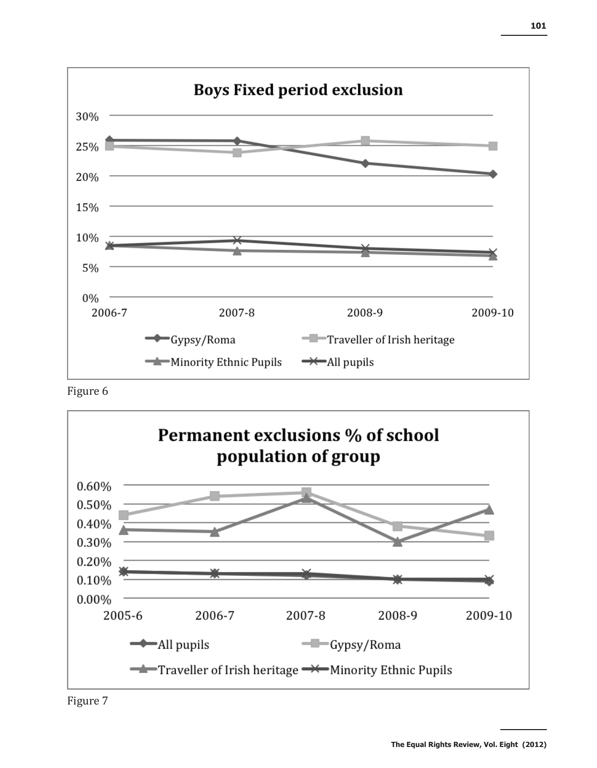**Boys Fixed period exclusion**

| Year | Gypsy/Roma | Traveller of Irish heritage | Minority Ethnic Pupils | All pupils |
|---|---|---|---|---|
| 2006-7 | ~26% | ~25% | ~8.5% | ~8.5% |
| 2007-8 | ~26% | ~24% | ~7.5% | ~9.5% |
| 2008-9 | ~22% | ~26% | ~7.5% | ~8% |
| 2009-10 | ~20% | ~25% | ~7% | ~7.5% |

*Values approximate, read from chart.*

Figure 6

**Permanent exclusions % of school population of group**

| Year | All pupils | Gypsy/Roma | Traveller of Irish heritage | Minority Ethnic Pupils |
|---|---|---|---|---|
| 2005-6 | ~0.15% | ~0.44% | ~0.37% | ~0.15% |
| 2006-7 | ~0.13% | ~0.54% | ~0.36% | ~0.13% |
| 2007-8 | ~0.12% | ~0.56% | ~0.53% | ~0.13% |
| 2008-9 | ~0.10% | ~0.39% | ~0.30% | ~0.10% |
| 2009-10 | ~0.09% | ~0.34% | ~0.47% | ~0.10% |

*Values approximate, read from chart.*

Figure 7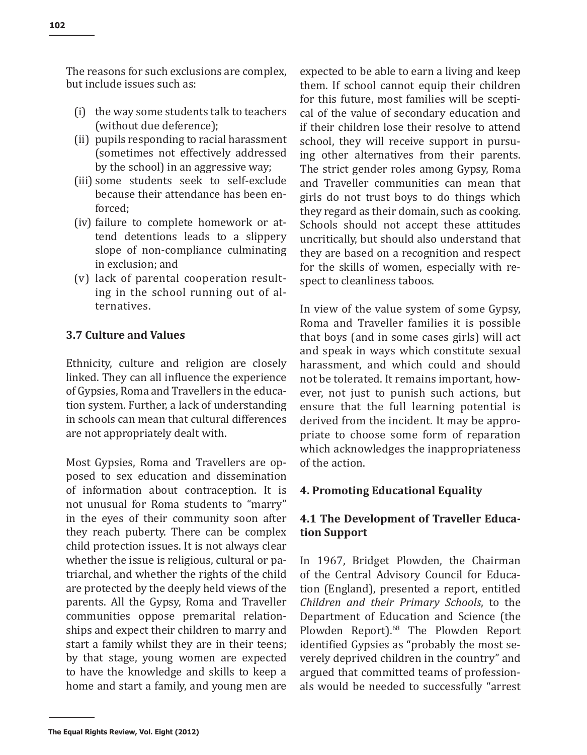The reasons for such exclusions are complex, but include issues such as:

(i) the way some students talk to teachers (without due deference);
(ii) pupils responding to racial harassment (sometimes not effectively addressed by the school) in an aggressive way;
(iii) some students seek to self-exclude because their attendance has been enforced;
(iv) failure to complete homework or attend detentions leads to a slippery slope of non-compliance culminating in exclusion; and
(v) lack of parental cooperation resulting in the school running out of alternatives.

### 3.7 Culture and Values

Ethnicity, culture and religion are closely linked. They can all influence the experience of Gypsies, Roma and Travellers in the education system. Further, a lack of understanding in schools can mean that cultural differences are not appropriately dealt with.

Most Gypsies, Roma and Travellers are opposed to sex education and dissemination of information about contraception. It is not unusual for Roma students to "marry" in the eyes of their community soon after they reach puberty. There can be complex child protection issues. It is not always clear whether the issue is religious, cultural or patriarchal, and whether the rights of the child are protected by the deeply held views of the parents. All the Gypsy, Roma and Traveller communities oppose premarital relationships and expect their children to marry and start a family whilst they are in their teens; by that stage, young women are expected to have the knowledge and skills to keep a home and start a family, and young men are expected to be able to earn a living and keep them. If school cannot equip their children for this future, most families will be sceptical of the value of secondary education and if their children lose their resolve to attend school, they will receive support in pursuing other alternatives from their parents. The strict gender roles among Gypsy, Roma and Traveller communities can mean that girls do not trust boys to do things which they regard as their domain, such as cooking. Schools should not accept these attitudes uncritically, but should also understand that they are based on a recognition and respect for the skills of women, especially with respect to cleanliness taboos.

In view of the value system of some Gypsy, Roma and Traveller families it is possible that boys (and in some cases girls) will act and speak in ways which constitute sexual harassment, and which could and should not be tolerated. It remains important, however, not just to punish such actions, but ensure that the full learning potential is derived from the incident. It may be appropriate to choose some form of reparation which acknowledges the inappropriateness of the action.

## 4. Promoting Educational Equality

### 4.1 The Development of Traveller Education Support

In 1967, Bridget Plowden, the Chairman of the Central Advisory Council for Education (England), presented a report, entitled *Children and their Primary Schools*, to the Department of Education and Science (the Plowden Report).[68] The Plowden Report identified Gypsies as "probably the most severely deprived children in the country" and argued that committed teams of professionals would be needed to successfully "arrest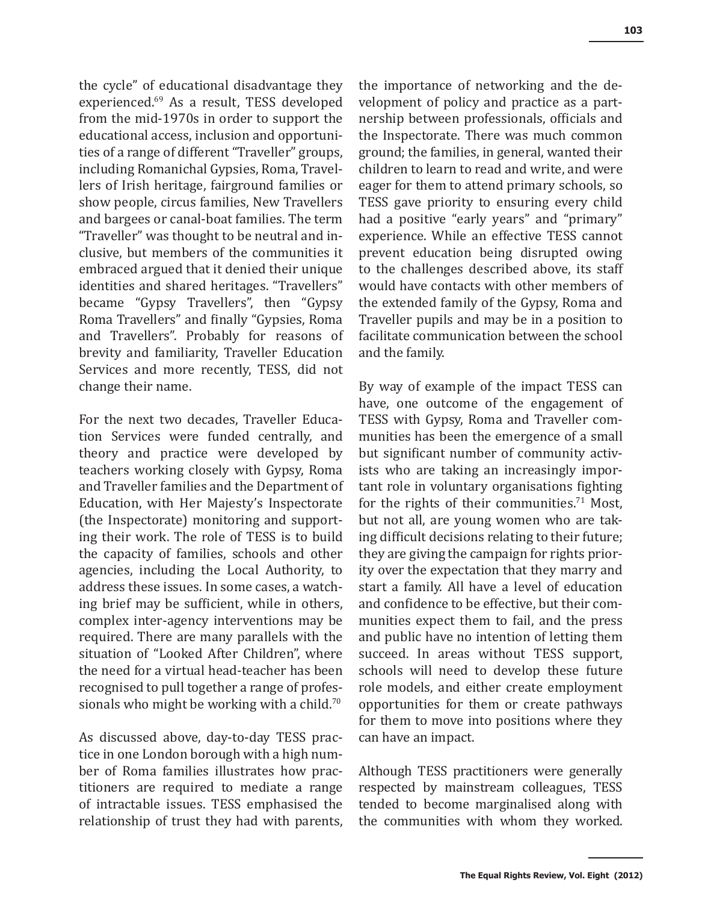the cycle" of educational disadvantage they experienced.[69] As a result, TESS developed from the mid-1970s in order to support the educational access, inclusion and opportunities of a range of different "Traveller" groups, including Romanichal Gypsies, Roma, Travellers of Irish heritage, fairground families or show people, circus families, New Travellers and bargees or canal-boat families. The term "Traveller" was thought to be neutral and inclusive, but members of the communities it embraced argued that it denied their unique identities and shared heritages. "Travellers" became "Gypsy Travellers", then "Gypsy Roma Travellers" and finally "Gypsies, Roma and Travellers". Probably for reasons of brevity and familiarity, Traveller Education Services and more recently, TESS, did not change their name.

For the next two decades, Traveller Education Services were funded centrally, and theory and practice were developed by teachers working closely with Gypsy, Roma and Traveller families and the Department of Education, with Her Majesty's Inspectorate (the Inspectorate) monitoring and supporting their work. The role of TESS is to build the capacity of families, schools and other agencies, including the Local Authority, to address these issues. In some cases, a watching brief may be sufficient, while in others, complex inter-agency interventions may be required. There are many parallels with the situation of "Looked After Children", where the need for a virtual head-teacher has been recognised to pull together a range of professionals who might be working with a child.[70]

As discussed above, day-to-day TESS practice in one London borough with a high number of Roma families illustrates how practitioners are required to mediate a range of intractable issues. TESS emphasised the relationship of trust they had with parents, the importance of networking and the development of policy and practice as a partnership between professionals, officials and the Inspectorate. There was much common ground; the families, in general, wanted their children to learn to read and write, and were eager for them to attend primary schools, so TESS gave priority to ensuring every child had a positive "early years" and "primary" experience. While an effective TESS cannot prevent education being disrupted owing to the challenges described above, its staff would have contacts with other members of the extended family of the Gypsy, Roma and Traveller pupils and may be in a position to facilitate communication between the school and the family.

By way of example of the impact TESS can have, one outcome of the engagement of TESS with Gypsy, Roma and Traveller communities has been the emergence of a small but significant number of community activists who are taking an increasingly important role in voluntary organisations fighting for the rights of their communities.[71] Most, but not all, are young women who are taking difficult decisions relating to their future; they are giving the campaign for rights priority over the expectation that they marry and start a family. All have a level of education and confidence to be effective, but their communities expect them to fail, and the press and public have no intention of letting them succeed. In areas without TESS support, schools will need to develop these future role models, and either create employment opportunities for them or create pathways for them to move into positions where they can have an impact.

Although TESS practitioners were generally respected by mainstream colleagues, TESS tended to become marginalised along with the communities with whom they worked.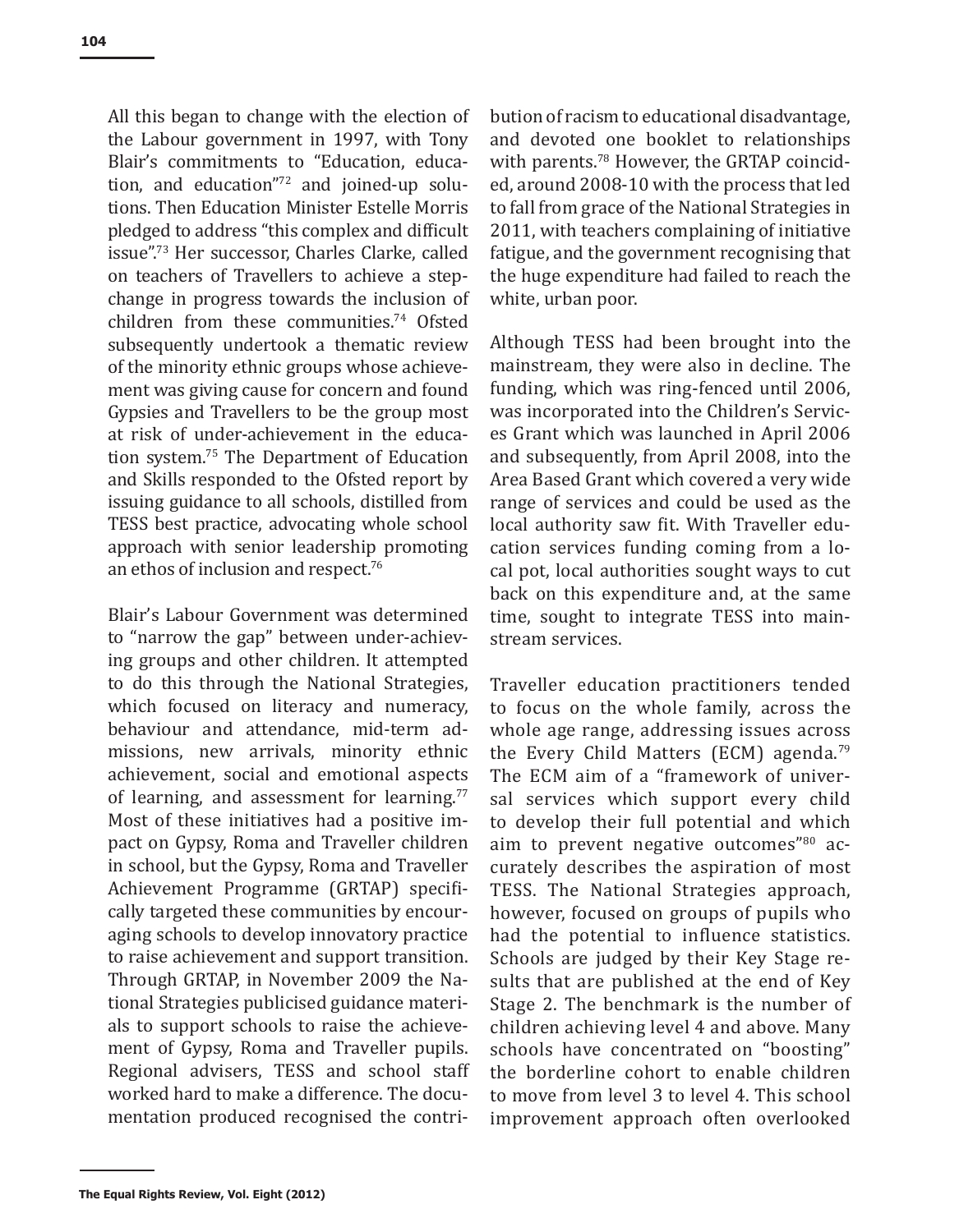All this began to change with the election of the Labour government in 1997, with Tony Blair's commitments to "Education, education, and education"[72] and joined-up solutions. Then Education Minister Estelle Morris pledged to address "this complex and difficult issue".[73] Her successor, Charles Clarke, called on teachers of Travellers to achieve a step-change in progress towards the inclusion of children from these communities.[74] Ofsted subsequently undertook a thematic review of the minority ethnic groups whose achievement was giving cause for concern and found Gypsies and Travellers to be the group most at risk of under-achievement in the education system.[75] The Department of Education and Skills responded to the Ofsted report by issuing guidance to all schools, distilled from TESS best practice, advocating whole school approach with senior leadership promoting an ethos of inclusion and respect.[76]

Blair's Labour Government was determined to "narrow the gap" between under-achieving groups and other children. It attempted to do this through the National Strategies, which focused on literacy and numeracy, behaviour and attendance, mid-term admissions, new arrivals, minority ethnic achievement, social and emotional aspects of learning, and assessment for learning.[77] Most of these initiatives had a positive impact on Gypsy, Roma and Traveller children in school, but the Gypsy, Roma and Traveller Achievement Programme (GRTAP) specifically targeted these communities by encouraging schools to develop innovatory practice to raise achievement and support transition. Through GRTAP, in November 2009 the National Strategies publicised guidance materials to support schools to raise the achievement of Gypsy, Roma and Traveller pupils. Regional advisers, TESS and school staff worked hard to make a difference. The documentation produced recognised the contribution of racism to educational disadvantage, and devoted one booklet to relationships with parents.[78] However, the GRTAP coincided, around 2008-10 with the process that led to fall from grace of the National Strategies in 2011, with teachers complaining of initiative fatigue, and the government recognising that the huge expenditure had failed to reach the white, urban poor.

Although TESS had been brought into the mainstream, they were also in decline. The funding, which was ring-fenced until 2006, was incorporated into the Children's Services Grant which was launched in April 2006 and subsequently, from April 2008, into the Area Based Grant which covered a very wide range of services and could be used as the local authority saw fit. With Traveller education services funding coming from a local pot, local authorities sought ways to cut back on this expenditure and, at the same time, sought to integrate TESS into mainstream services.

Traveller education practitioners tended to focus on the whole family, across the whole age range, addressing issues across the Every Child Matters (ECM) agenda.[79] The ECM aim of a "framework of universal services which support every child to develop their full potential and which aim to prevent negative outcomes"[80] accurately describes the aspiration of most TESS. The National Strategies approach, however, focused on groups of pupils who had the potential to influence statistics. Schools are judged by their Key Stage results that are published at the end of Key Stage 2. The benchmark is the number of children achieving level 4 and above. Many schools have concentrated on "boosting" the borderline cohort to enable children to move from level 3 to level 4. This school improvement approach often overlooked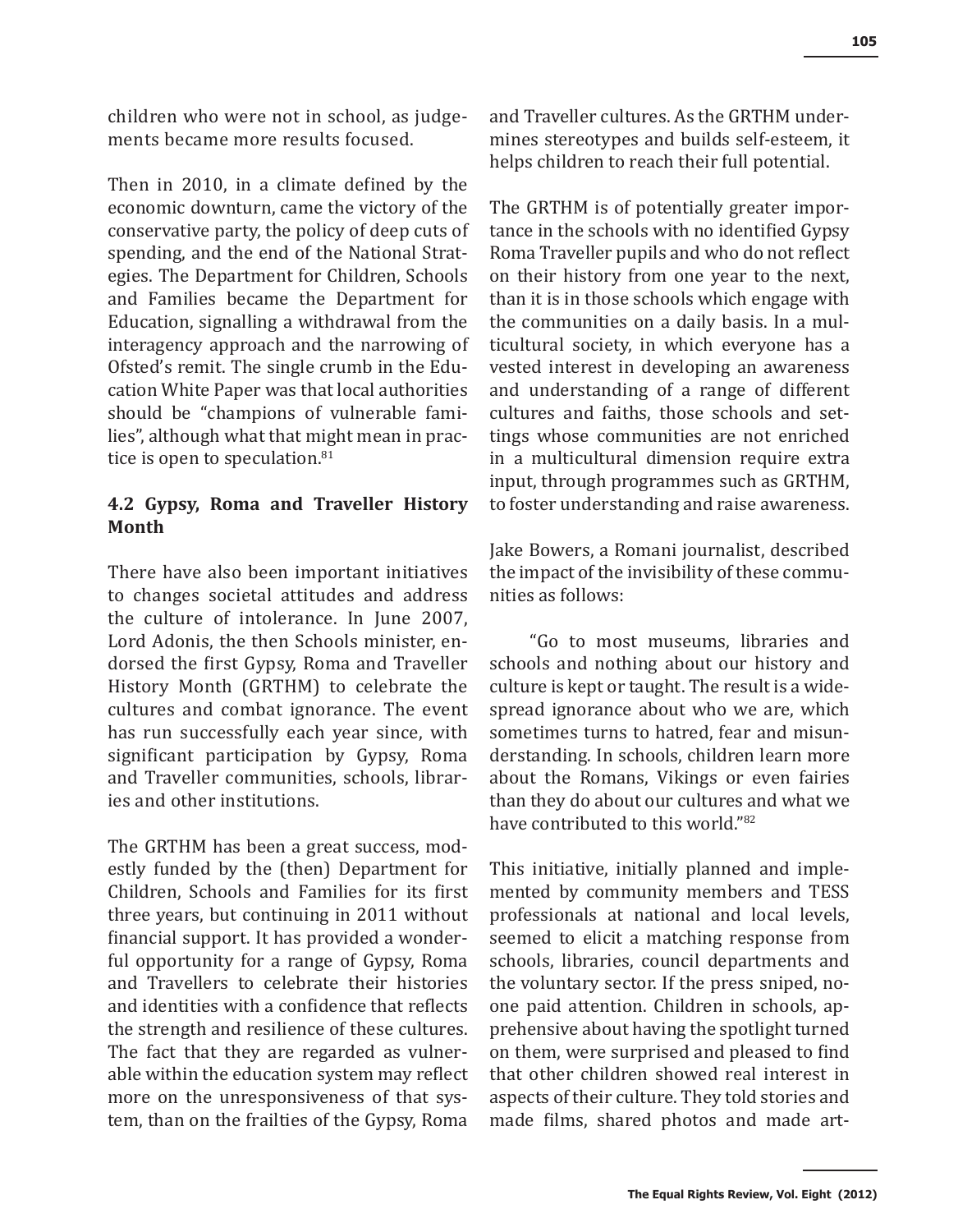children who were not in school, as judgements became more results focused.

Then in 2010, in a climate defined by the economic downturn, came the victory of the conservative party, the policy of deep cuts of spending, and the end of the National Strategies. The Department for Children, Schools and Families became the Department for Education, signalling a withdrawal from the interagency approach and the narrowing of Ofsted's remit. The single crumb in the Education White Paper was that local authorities should be "champions of vulnerable families", although what that might mean in practice is open to speculation.[81]

### 4.2 Gypsy, Roma and Traveller History Month

There have also been important initiatives to changes societal attitudes and address the culture of intolerance. In June 2007, Lord Adonis, the then Schools minister, endorsed the first Gypsy, Roma and Traveller History Month (GRTHM) to celebrate the cultures and combat ignorance. The event has run successfully each year since, with significant participation by Gypsy, Roma and Traveller communities, schools, libraries and other institutions.

The GRTHM has been a great success, modestly funded by the (then) Department for Children, Schools and Families for its first three years, but continuing in 2011 without financial support. It has provided a wonderful opportunity for a range of Gypsy, Roma and Travellers to celebrate their histories and identities with a confidence that reflects the strength and resilience of these cultures. The fact that they are regarded as vulnerable within the education system may reflect more on the unresponsiveness of that system, than on the frailties of the Gypsy, Roma and Traveller cultures. As the GRTHM undermines stereotypes and builds self-esteem, it helps children to reach their full potential.

The GRTHM is of potentially greater importance in the schools with no identified Gypsy Roma Traveller pupils and who do not reflect on their history from one year to the next, than it is in those schools which engage with the communities on a daily basis. In a multicultural society, in which everyone has a vested interest in developing an awareness and understanding of a range of different cultures and faiths, those schools and settings whose communities are not enriched in a multicultural dimension require extra input, through programmes such as GRTHM, to foster understanding and raise awareness.

Jake Bowers, a Romani journalist, described the impact of the invisibility of these communities as follows:

> "Go to most museums, libraries and schools and nothing about our history and culture is kept or taught. The result is a widespread ignorance about who we are, which sometimes turns to hatred, fear and misunderstanding. In schools, children learn more about the Romans, Vikings or even fairies than they do about our cultures and what we have contributed to this world."[82]

This initiative, initially planned and implemented by community members and TESS professionals at national and local levels, seemed to elicit a matching response from schools, libraries, council departments and the voluntary sector. If the press sniped, no-one paid attention. Children in schools, apprehensive about having the spotlight turned on them, were surprised and pleased to find that other children showed real interest in aspects of their culture. They told stories and made films, shared photos and made art-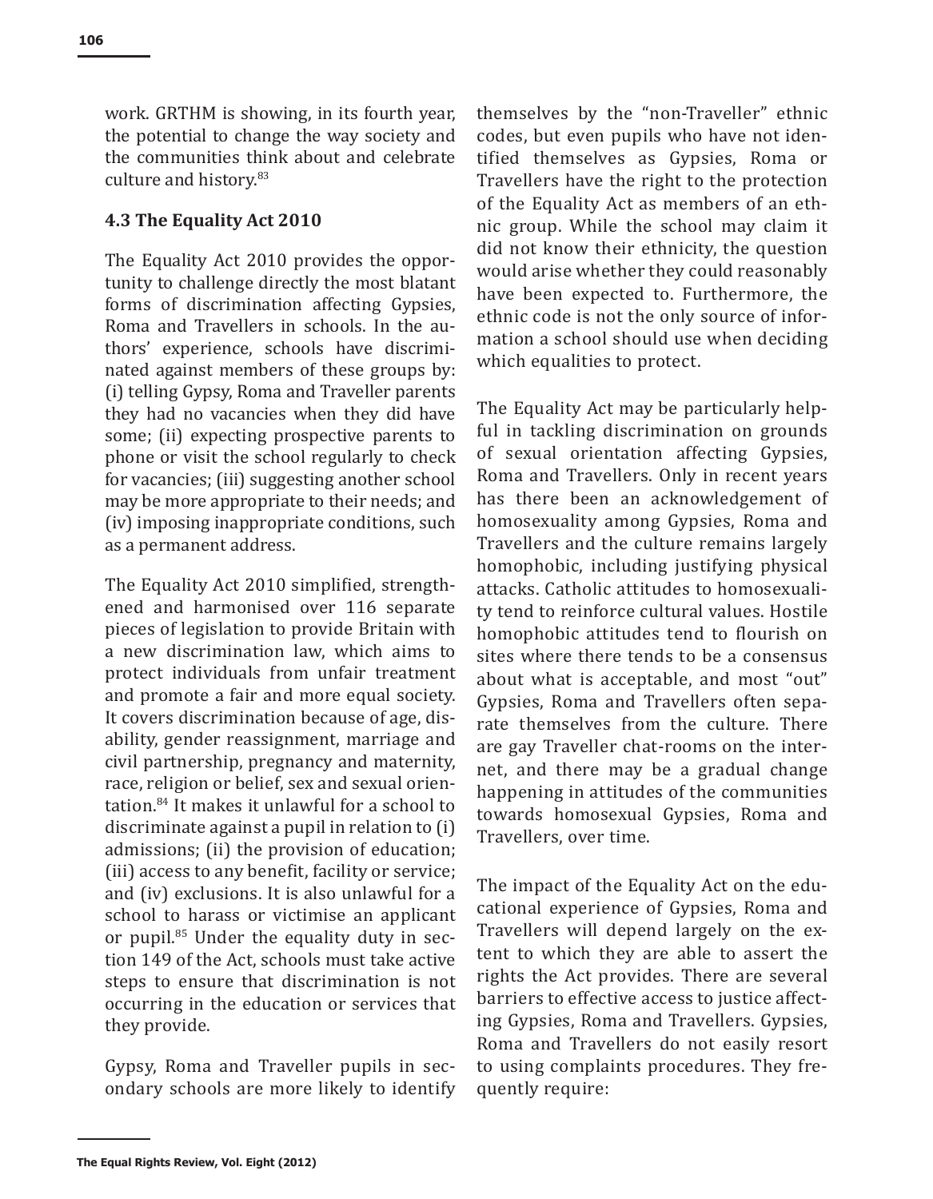work. GRTHM is showing, in its fourth year, the potential to change the way society and the communities think about and celebrate culture and history.[83]

### 4.3 The Equality Act 2010

The Equality Act 2010 provides the opportunity to challenge directly the most blatant forms of discrimination affecting Gypsies, Roma and Travellers in schools. In the authors' experience, schools have discriminated against members of these groups by: (i) telling Gypsy, Roma and Traveller parents they had no vacancies when they did have some; (ii) expecting prospective parents to phone or visit the school regularly to check for vacancies; (iii) suggesting another school may be more appropriate to their needs; and (iv) imposing inappropriate conditions, such as a permanent address.

The Equality Act 2010 simplified, strengthened and harmonised over 116 separate pieces of legislation to provide Britain with a new discrimination law, which aims to protect individuals from unfair treatment and promote a fair and more equal society. It covers discrimination because of age, disability, gender reassignment, marriage and civil partnership, pregnancy and maternity, race, religion or belief, sex and sexual orientation.[84] It makes it unlawful for a school to discriminate against a pupil in relation to (i) admissions; (ii) the provision of education; (iii) access to any benefit, facility or service; and (iv) exclusions. It is also unlawful for a school to harass or victimise an applicant or pupil.[85] Under the equality duty in section 149 of the Act, schools must take active steps to ensure that discrimination is not occurring in the education or services that they provide.

Gypsy, Roma and Traveller pupils in secondary schools are more likely to identify themselves by the "non-Traveller" ethnic codes, but even pupils who have not identified themselves as Gypsies, Roma or Travellers have the right to the protection of the Equality Act as members of an ethnic group. While the school may claim it did not know their ethnicity, the question would arise whether they could reasonably have been expected to. Furthermore, the ethnic code is not the only source of information a school should use when deciding which equalities to protect.

The Equality Act may be particularly helpful in tackling discrimination on grounds of sexual orientation affecting Gypsies, Roma and Travellers. Only in recent years has there been an acknowledgement of homosexuality among Gypsies, Roma and Travellers and the culture remains largely homophobic, including justifying physical attacks. Catholic attitudes to homosexuality tend to reinforce cultural values. Hostile homophobic attitudes tend to flourish on sites where there tends to be a consensus about what is acceptable, and most "out" Gypsies, Roma and Travellers often separate themselves from the culture. There are gay Traveller chat-rooms on the internet, and there may be a gradual change happening in attitudes of the communities towards homosexual Gypsies, Roma and Travellers, over time.

The impact of the Equality Act on the educational experience of Gypsies, Roma and Travellers will depend largely on the extent to which they are able to assert the rights the Act provides. There are several barriers to effective access to justice affecting Gypsies, Roma and Travellers. Gypsies, Roma and Travellers do not easily resort to using complaints procedures. They frequently require: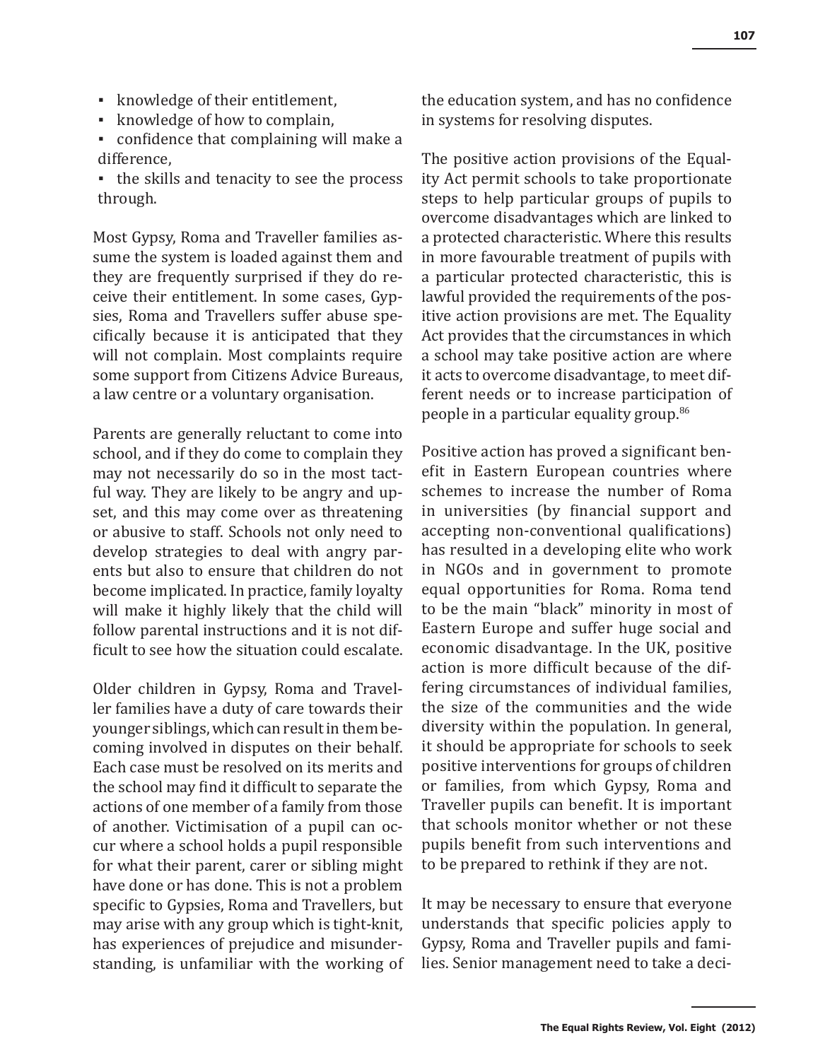- knowledge of their entitlement,
- knowledge of how to complain,
- confidence that complaining will make a difference,
- the skills and tenacity to see the process through.

Most Gypsy, Roma and Traveller families assume the system is loaded against them and they are frequently surprised if they do receive their entitlement. In some cases, Gypsies, Roma and Travellers suffer abuse specifically because it is anticipated that they will not complain. Most complaints require some support from Citizens Advice Bureaus, a law centre or a voluntary organisation.

Parents are generally reluctant to come into school, and if they do come to complain they may not necessarily do so in the most tactful way. They are likely to be angry and upset, and this may come over as threatening or abusive to staff. Schools not only need to develop strategies to deal with angry parents but also to ensure that children do not become implicated. In practice, family loyalty will make it highly likely that the child will follow parental instructions and it is not difficult to see how the situation could escalate.

Older children in Gypsy, Roma and Traveller families have a duty of care towards their younger siblings, which can result in them becoming involved in disputes on their behalf. Each case must be resolved on its merits and the school may find it difficult to separate the actions of one member of a family from those of another. Victimisation of a pupil can occur where a school holds a pupil responsible for what their parent, carer or sibling might have done or has done. This is not a problem specific to Gypsies, Roma and Travellers, but may arise with any group which is tight-knit, has experiences of prejudice and misunderstanding, is unfamiliar with the working of the education system, and has no confidence in systems for resolving disputes.

The positive action provisions of the Equality Act permit schools to take proportionate steps to help particular groups of pupils to overcome disadvantages which are linked to a protected characteristic. Where this results in more favourable treatment of pupils with a particular protected characteristic, this is lawful provided the requirements of the positive action provisions are met. The Equality Act provides that the circumstances in which a school may take positive action are where it acts to overcome disadvantage, to meet different needs or to increase participation of people in a particular equality group.[86]

Positive action has proved a significant benefit in Eastern European countries where schemes to increase the number of Roma in universities (by financial support and accepting non-conventional qualifications) has resulted in a developing elite who work in NGOs and in government to promote equal opportunities for Roma. Roma tend to be the main "black" minority in most of Eastern Europe and suffer huge social and economic disadvantage. In the UK, positive action is more difficult because of the differing circumstances of individual families, the size of the communities and the wide diversity within the population. In general, it should be appropriate for schools to seek positive interventions for groups of children or families, from which Gypsy, Roma and Traveller pupils can benefit. It is important that schools monitor whether or not these pupils benefit from such interventions and to be prepared to rethink if they are not.

It may be necessary to ensure that everyone understands that specific policies apply to Gypsy, Roma and Traveller pupils and families. Senior management need to take a deci-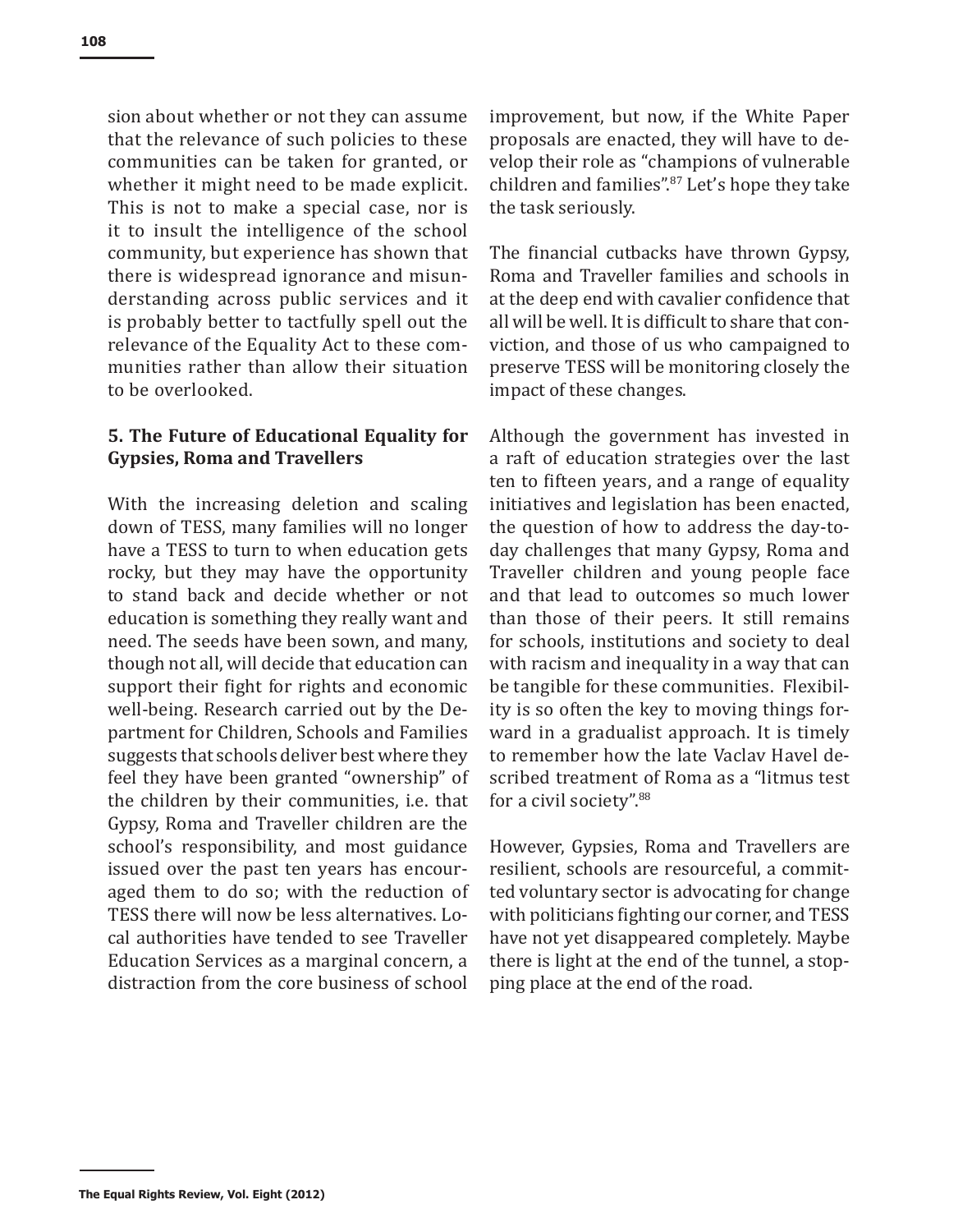sion about whether or not they can assume that the relevance of such policies to these communities can be taken for granted, or whether it might need to be made explicit. This is not to make a special case, nor is it to insult the intelligence of the school community, but experience has shown that there is widespread ignorance and misunderstanding across public services and it is probably better to tactfully spell out the relevance of the Equality Act to these communities rather than allow their situation to be overlooked.

### 5. The Future of Educational Equality for Gypsies, Roma and Travellers

With the increasing deletion and scaling down of TESS, many families will no longer have a TESS to turn to when education gets rocky, but they may have the opportunity to stand back and decide whether or not education is something they really want and need. The seeds have been sown, and many, though not all, will decide that education can support their fight for rights and economic well-being. Research carried out by the Department for Children, Schools and Families suggests that schools deliver best where they feel they have been granted "ownership" of the children by their communities, i.e. that Gypsy, Roma and Traveller children are the school's responsibility, and most guidance issued over the past ten years has encouraged them to do so; with the reduction of TESS there will now be less alternatives. Local authorities have tended to see Traveller Education Services as a marginal concern, a distraction from the core business of school improvement, but now, if the White Paper proposals are enacted, they will have to develop their role as "champions of vulnerable children and families".[87] Let's hope they take the task seriously.

The financial cutbacks have thrown Gypsy, Roma and Traveller families and schools in at the deep end with cavalier confidence that all will be well. It is difficult to share that conviction, and those of us who campaigned to preserve TESS will be monitoring closely the impact of these changes.

Although the government has invested in a raft of education strategies over the last ten to fifteen years, and a range of equality initiatives and legislation has been enacted, the question of how to address the day-to-day challenges that many Gypsy, Roma and Traveller children and young people face and that lead to outcomes so much lower than those of their peers. It still remains for schools, institutions and society to deal with racism and inequality in a way that can be tangible for these communities. Flexibility is so often the key to moving things forward in a gradualist approach. It is timely to remember how the late Vaclav Havel described treatment of Roma as a "litmus test for a civil society".[88]

However, Gypsies, Roma and Travellers are resilient, schools are resourceful, a committed voluntary sector is advocating for change with politicians fighting our corner, and TESS have not yet disappeared completely. Maybe there is light at the end of the tunnel, a stopping place at the end of the road.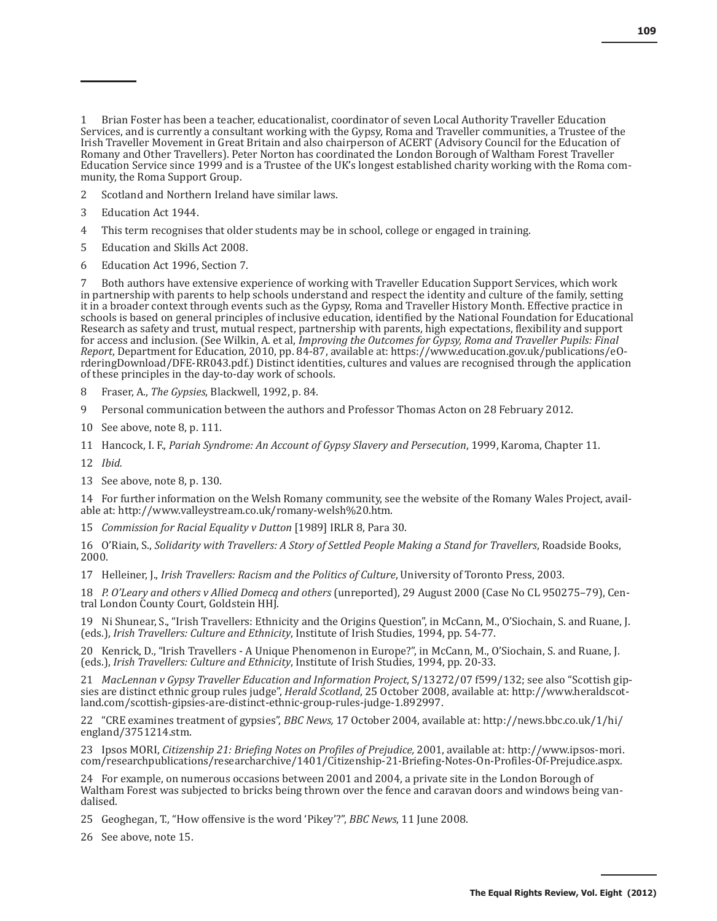1 Brian Foster has been a teacher, educationalist, coordinator of seven Local Authority Traveller Education Services, and is currently a consultant working with the Gypsy, Roma and Traveller communities, a Trustee of the Irish Traveller Movement in Great Britain and also chairperson of ACERT (Advisory Council for the Education of Romany and Other Travellers). Peter Norton has coordinated the London Borough of Waltham Forest Traveller Education Service since 1999 and is a Trustee of the UK's longest established charity working with the Roma community, the Roma Support Group.

2 Scotland and Northern Ireland have similar laws.

3 Education Act 1944.

4 This term recognises that older students may be in school, college or engaged in training.

5 Education and Skills Act 2008.

6 Education Act 1996, Section 7.

7 Both authors have extensive experience of working with Traveller Education Support Services, which work in partnership with parents to help schools understand and respect the identity and culture of the family, setting it in a broader context through events such as the Gypsy, Roma and Traveller History Month. Effective practice in schools is based on general principles of inclusive education, identified by the National Foundation for Educational Research as safety and trust, mutual respect, partnership with parents, high expectations, flexibility and support for access and inclusion. (See Wilkin, A. et al, *Improving the Outcomes for Gypsy, Roma and Traveller Pupils: Final Report*, Department for Education, 2010, pp. 84-87, available at: https://www.education.gov.uk/publications/eOrderingDownload/DFE-RR043.pdf.) Distinct identities, cultures and values are recognised through the application of these principles in the day-to-day work of schools.

8 Fraser, A., *The Gypsies*, Blackwell, 1992, p. 84.

9 Personal communication between the authors and Professor Thomas Acton on 28 February 2012.

10 See above, note 8, p. 111.

11 Hancock, I. F., *Pariah Syndrome: An Account of Gypsy Slavery and Persecution*, 1999, Karoma, Chapter 11.

12 *Ibid.*

13 See above, note 8, p. 130.

14 For further information on the Welsh Romany community, see the website of the Romany Wales Project, available at: http://www.valleystream.co.uk/romany-welsh%20.htm.

15 *Commission for Racial Equality v Dutton* [1989] IRLR 8, Para 30.

16 O'Riain, S., *Solidarity with Travellers: A Story of Settled People Making a Stand for Travellers*, Roadside Books, 2000.

17 Helleiner, J., *Irish Travellers: Racism and the Politics of Culture*, University of Toronto Press, 2003.

18 *P. O'Leary and others v Allied Domecq and others* (unreported), 29 August 2000 (Case No CL 950275–79), Central London County Court, Goldstein HHJ.

19 Ni Shunear, S., "Irish Travellers: Ethnicity and the Origins Question", in McCann, M., O'Siochain, S. and Ruane, J. (eds.), *Irish Travellers: Culture and Ethnicity*, Institute of Irish Studies, 1994, pp. 54-77.

20 Kenrick, D., "Irish Travellers - A Unique Phenomenon in Europe?", in McCann, M., O'Siochain, S. and Ruane, J. (eds.), *Irish Travellers: Culture and Ethnicity*, Institute of Irish Studies, 1994, pp. 20-33.

21 *MacLennan v Gypsy Traveller Education and Information Project*, S/13272/07 f599/132; see also "Scottish gipsies are distinct ethnic group rules judge", *Herald Scotland*, 25 October 2008, available at: http://www.heraldscotland.com/scottish-gipsies-are-distinct-ethnic-group-rules-judge-1.892997.

22 "CRE examines treatment of gypsies", *BBC News,* 17 October 2004, available at: http://news.bbc.co.uk/1/hi/england/3751214.stm.

23 Ipsos MORI, *Citizenship 21: Briefing Notes on Profiles of Prejudice,* 2001, available at: http://www.ipsos-mori.com/researchpublications/researcharchive/1401/Citizenship-21-Briefing-Notes-On-Profiles-Of-Prejudice.aspx.

24 For example, on numerous occasions between 2001 and 2004, a private site in the London Borough of Waltham Forest was subjected to bricks being thrown over the fence and caravan doors and windows being vandalised.

25 Geoghegan, T., "How offensive is the word 'Pikey'?", *BBC News*, 11 June 2008.

26 See above, note 15.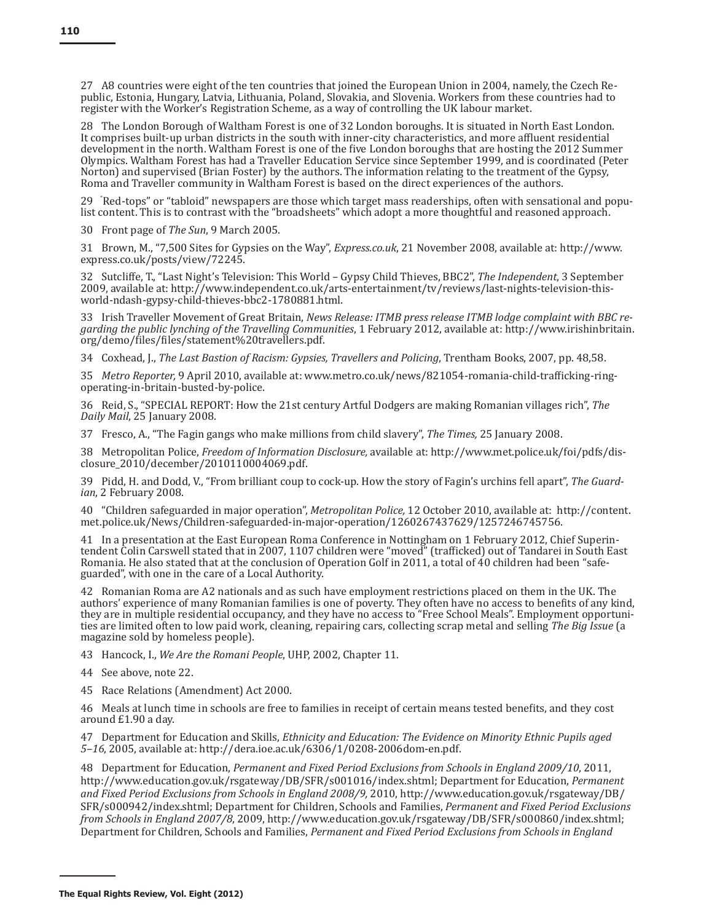27 A8 countries were eight of the ten countries that joined the European Union in 2004, namely, the Czech Republic, Estonia, Hungary, Latvia, Lithuania, Poland, Slovakia, and Slovenia. Workers from these countries had to register with the Worker's Registration Scheme, as a way of controlling the UK labour market.

28 The London Borough of Waltham Forest is one of 32 London boroughs. It is situated in North East London. It comprises built-up urban districts in the south with inner-city characteristics, and more affluent residential development in the north. Waltham Forest is one of the five London boroughs that are hosting the 2012 Summer Olympics. Waltham Forest has had a Traveller Education Service since September 1999, and is coordinated (Peter Norton) and supervised (Brian Foster) by the authors. The information relating to the treatment of the Gypsy, Roma and Traveller community in Waltham Forest is based on the direct experiences of the authors.

29 "Red-tops" or "tabloid" newspapers are those which target mass readerships, often with sensational and populist content. This is to contrast with the "broadsheets" which adopt a more thoughtful and reasoned approach.

30 Front page of *The Sun*, 9 March 2005.

31 Brown, M., "7,500 Sites for Gypsies on the Way", *Express.co.uk*, 21 November 2008, available at: http://www.express.co.uk/posts/view/72245.

32 Sutcliffe, T., "Last Night's Television: This World – Gypsy Child Thieves, BBC2", *The Independent*, 3 September 2009, available at: http://www.independent.co.uk/arts-entertainment/tv/reviews/last-nights-television-this-world-ndash-gypsy-child-thieves-bbc2-1780881.html.

33 Irish Traveller Movement of Great Britain, *News Release: ITMB press release ITMB lodge complaint with BBC regarding the public lynching of the Travelling Communities*, 1 February 2012, available at: http://www.irishinbritain.org/demo/files/files/statement%20travellers.pdf.

34 Coxhead, J., *The Last Bastion of Racism: Gypsies, Travellers and Policing*, Trentham Books, 2007, pp. 48,58.

35 *Metro Reporter,* 9 April 2010, available at: www.metro.co.uk/news/821054-romania-child-trafficking-ring-operating-in-britain-busted-by-police.

36 Reid, S., "SPECIAL REPORT: How the 21st century Artful Dodgers are making Romanian villages rich", *The Daily Mail*, 25 January 2008.

37 Fresco, A., "The Fagin gangs who make millions from child slavery", *The Times,* 25 January 2008.

38 Metropolitan Police, *Freedom of Information Disclosure,* available at: http://www.met.police.uk/foi/pdfs/disclosure_2010/december/2010110004069.pdf.

39 Pidd, H. and Dodd, V., "From brilliant coup to cock-up. How the story of Fagin's urchins fell apart", *The Guardian*, 2 February 2008.

40 "Children safeguarded in major operation", *Metropolitan Police,* 12 October 2010, available at: http://content.met.police.uk/News/Children-safeguarded-in-major-operation/1260267437629/1257246745756.

41 In a presentation at the East European Roma Conference in Nottingham on 1 February 2012, Chief Superintendent Colin Carswell stated that in 2007, 1107 children were "moved" (trafficked) out of Tandarei in South East Romania. He also stated that at the conclusion of Operation Golf in 2011, a total of 40 children had been "safeguarded", with one in the care of a Local Authority.

42 Romanian Roma are A2 nationals and as such have employment restrictions placed on them in the UK. The authors' experience of many Romanian families is one of poverty. They often have no access to benefits of any kind, they are in multiple residential occupancy, and they have no access to "Free School Meals". Employment opportunities are limited often to low paid work, cleaning, repairing cars, collecting scrap metal and selling *The Big Issue* (a magazine sold by homeless people).

43 Hancock, I., *We Are the Romani People*, UHP, 2002, Chapter 11.

44 See above, note 22.

45 Race Relations (Amendment) Act 2000.

46 Meals at lunch time in schools are free to families in receipt of certain means tested benefits, and they cost around £1.90 a day.

47 Department for Education and Skills, *Ethnicity and Education: The Evidence on Minority Ethnic Pupils aged 5–16*, 2005, available at: http://dera.ioe.ac.uk/6306/1/0208-2006dom-en.pdf.

48 Department for Education, *Permanent and Fixed Period Exclusions from Schools in England 2009/10*, 2011, http://www.education.gov.uk/rsgateway/DB/SFR/s001016/index.shtml; Department for Education, *Permanent and Fixed Period Exclusions from Schools in England 2008/9,* 2010, http://www.education.gov.uk/rsgateway/DB/SFR/s000942/index.shtml; Department for Children, Schools and Families, *Permanent and Fixed Period Exclusions from Schools in England 2007/8*, 2009, http://www.education.gov.uk/rsgateway/DB/SFR/s000860/index.shtml; Department for Children, Schools and Families, *Permanent and Fixed Period Exclusions from Schools in England*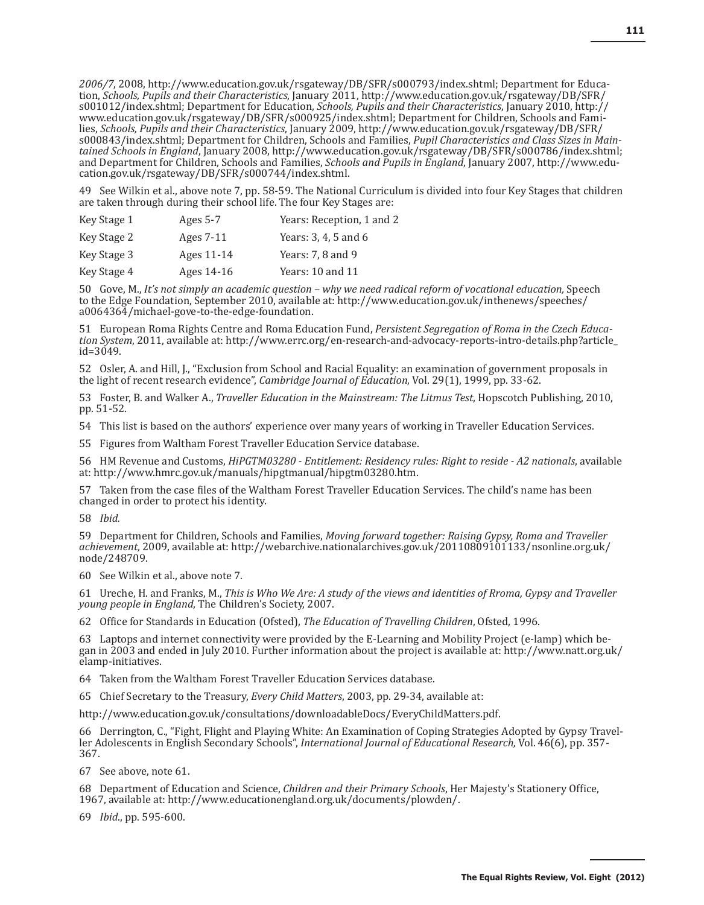*2006/7*, 2008, http://www.education.gov.uk/rsgateway/DB/SFR/s000793/index.shtml; Department for Education, *Schools, Pupils and their Characteristics*, January 2011, http://www.education.gov.uk/rsgateway/DB/SFR/s001012/index.shtml; Department for Education, *Schools, Pupils and their Characteristics*, January 2010, http://www.education.gov.uk/rsgateway/DB/SFR/s000925/index.shtml; Department for Children, Schools and Families, *Schools, Pupils and their Characteristics*, January 2009, http://www.education.gov.uk/rsgateway/DB/SFR/s000843/index.shtml; Department for Children, Schools and Families, *Pupil Characteristics and Class Sizes in Maintained Schools in England*, January 2008, http://www.education.gov.uk/rsgateway/DB/SFR/s000786/index.shtml; and Department for Children, Schools and Families, *Schools and Pupils in England*, January 2007, http://www.education.gov.uk/rsgateway/DB/SFR/s000744/index.shtml.

49 See Wilkin et al., above note 7, pp. 58-59. The National Curriculum is divided into four Key Stages that children are taken through during their school life. The four Key Stages are:

| | | |
|---|---|---|
| Key Stage 1 | Ages 5-7 | Years: Reception, 1 and 2 |
| Key Stage 2 | Ages 7-11 | Years: 3, 4, 5 and 6 |
| Key Stage 3 | Ages 11-14 | Years: 7, 8 and 9 |
| Key Stage 4 | Ages 14-16 | Years: 10 and 11 |

50 Gove, M., *It's not simply an academic question – why we need radical reform of vocational education,* Speech to the Edge Foundation, September 2010, available at: http://www.education.gov.uk/inthenews/speeches/a0064364/michael-gove-to-the-edge-foundation.

51 European Roma Rights Centre and Roma Education Fund, *Persistent Segregation of Roma in the Czech Education System*, 2011, available at: http://www.errc.org/en-research-and-advocacy-reports-intro-details.php?article_id=3049.

52 Osler, A. and Hill, J., "Exclusion from School and Racial Equality: an examination of government proposals in the light of recent research evidence", *Cambridge Journal of Education*, Vol. 29(1), 1999, pp. 33-62.

53 Foster, B. and Walker A., *Traveller Education in the Mainstream: The Litmus Test*, Hopscotch Publishing, 2010, pp. 51-52.

54 This list is based on the authors' experience over many years of working in Traveller Education Services.

55 Figures from Waltham Forest Traveller Education Service database.

56 HM Revenue and Customs, *HiPGTM03280 - Entitlement: Residency rules: Right to reside - A2 nationals*, available at: http://www.hmrc.gov.uk/manuals/hipgtmanual/hipgtm03280.htm.

57 Taken from the case files of the Waltham Forest Traveller Education Services. The child's name has been changed in order to protect his identity.

58 *Ibid.*

59 Department for Children, Schools and Families, *Moving forward together: Raising Gypsy, Roma and Traveller achievement,* 2009, available at: http://webarchive.nationalarchives.gov.uk/20110809101133/nsonline.org.uk/node/248709.

60 See Wilkin et al., above note 7.

61 Ureche, H. and Franks, M., *This is Who We Are: A study of the views and identities of Rroma, Gypsy and Traveller young people in England*, The Children's Society, 2007.

62 Office for Standards in Education (Ofsted), *The Education of Travelling Children*, Ofsted, 1996.

63 Laptops and internet connectivity were provided by the E-Learning and Mobility Project (e-lamp) which began in 2003 and ended in July 2010. Further information about the project is available at: http://www.natt.org.uk/elamp-initiatives.

64 Taken from the Waltham Forest Traveller Education Services database.

65 Chief Secretary to the Treasury, *Every Child Matters*, 2003, pp. 29-34, available at:

http://www.education.gov.uk/consultations/downloadableDocs/EveryChildMatters.pdf.

66 Derrington, C., "Fight, Flight and Playing White: An Examination of Coping Strategies Adopted by Gypsy Traveller Adolescents in English Secondary Schools", *International Journal of Educational Research,* Vol. 46(6), pp. 357-367.

67 See above, note 61.

68 Department of Education and Science, *Children and their Primary Schools*, Her Majesty's Stationery Office, 1967, available at: http://www.educationengland.org.uk/documents/plowden/.

69 *Ibid*., pp. 595-600.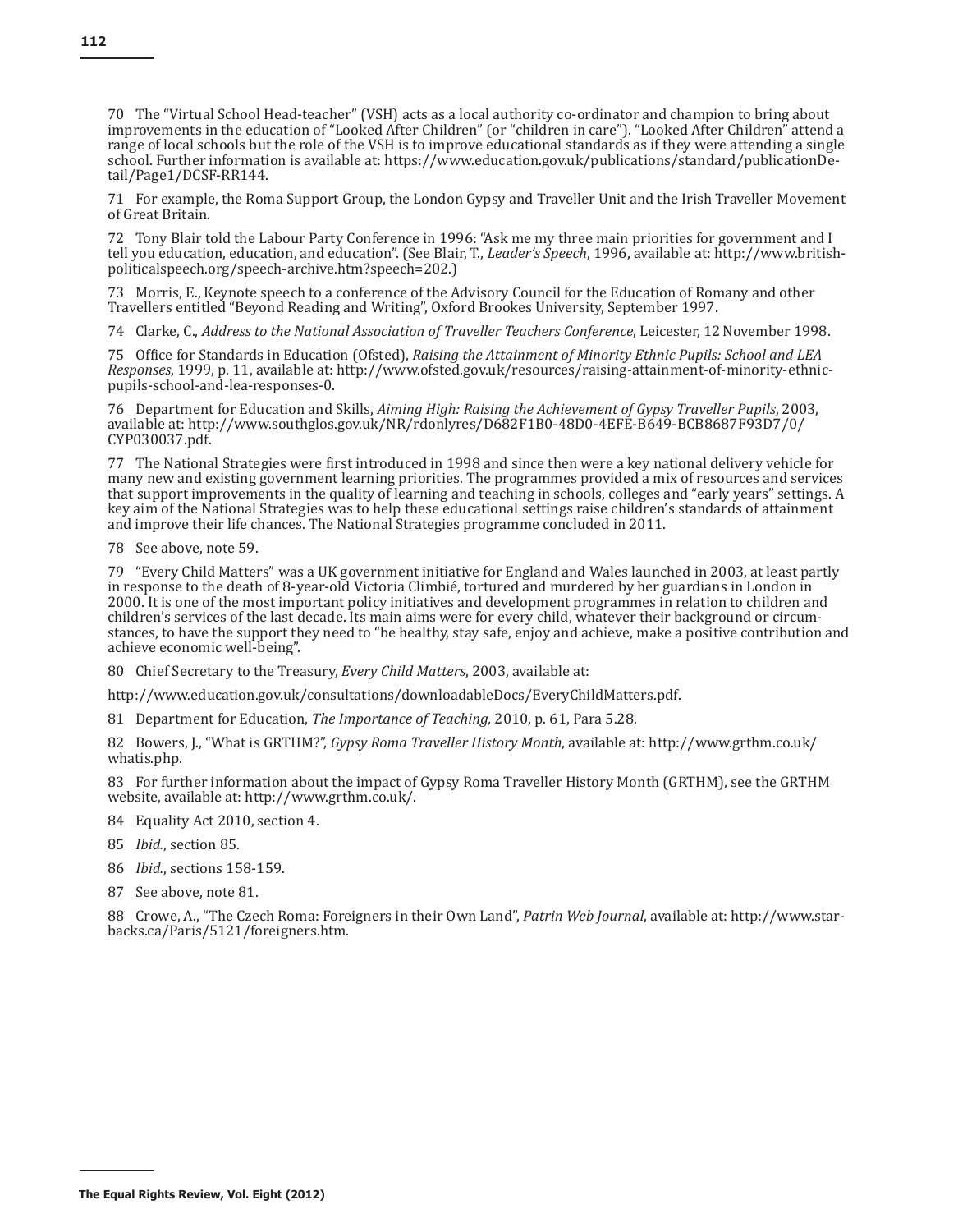70 The "Virtual School Head-teacher" (VSH) acts as a local authority co-ordinator and champion to bring about improvements in the education of "Looked After Children" (or "children in care"). "Looked After Children" attend a range of local schools but the role of the VSH is to improve educational standards as if they were attending a single school. Further information is available at: https://www.education.gov.uk/publications/standard/publicationDetail/Page1/DCSF-RR144.

71 For example, the Roma Support Group, the London Gypsy and Traveller Unit and the Irish Traveller Movement of Great Britain.

72 Tony Blair told the Labour Party Conference in 1996: "Ask me my three main priorities for government and I tell you education, education, and education". (See Blair, T., *Leader's Speech*, 1996, available at: http://www.britishpoliticalspeech.org/speech-archive.htm?speech=202.)

73 Morris, E., Keynote speech to a conference of the Advisory Council for the Education of Romany and other Travellers entitled "Beyond Reading and Writing", Oxford Brookes University, September 1997.

74 Clarke, C., *Address to the National Association of Traveller Teachers Conference*, Leicester, 12 November 1998.

75 Office for Standards in Education (Ofsted), *Raising the Attainment of Minority Ethnic Pupils: School and LEA Responses*, 1999, p. 11, available at: http://www.ofsted.gov.uk/resources/raising-attainment-of-minority-ethnic-pupils-school-and-lea-responses-0.

76 Department for Education and Skills, *Aiming High: Raising the Achievement of Gypsy Traveller Pupils*, 2003, available at: http://www.southglos.gov.uk/NR/rdonlyres/D682F1B0-48D0-4EFE-B649-BCB8687F93D7/0/CYP030037.pdf.

77 The National Strategies were first introduced in 1998 and since then were a key national delivery vehicle for many new and existing government learning priorities. The programmes provided a mix of resources and services that support improvements in the quality of learning and teaching in schools, colleges and "early years" settings. A key aim of the National Strategies was to help these educational settings raise children's standards of attainment and improve their life chances. The National Strategies programme concluded in 2011.

78 See above, note 59.

79 "Every Child Matters" was a UK government initiative for England and Wales launched in 2003, at least partly in response to the death of 8-year-old Victoria Climbié, tortured and murdered by her guardians in London in 2000. It is one of the most important policy initiatives and development programmes in relation to children and children's services of the last decade. Its main aims were for every child, whatever their background or circumstances, to have the support they need to "be healthy, stay safe, enjoy and achieve, make a positive contribution and achieve economic well-being".

80 Chief Secretary to the Treasury, *Every Child Matters*, 2003, available at:

http://www.education.gov.uk/consultations/downloadableDocs/EveryChildMatters.pdf.

81 Department for Education, *The Importance of Teaching,* 2010, p. 61, Para 5.28.

82 Bowers, J., "What is GRTHM?", *Gypsy Roma Traveller History Month*, available at: http://www.grthm.co.uk/whatis.php.

83 For further information about the impact of Gypsy Roma Traveller History Month (GRTHM), see the GRTHM website, available at: http://www.grthm.co.uk/.

84 Equality Act 2010, section 4.

85 *Ibid.*, section 85.

86 *Ibid.*, sections 158-159.

87 See above, note 81.

88 Crowe, A., "The Czech Roma: Foreigners in their Own Land", *Patrin Web Journal*, available at: http://www.starbacks.ca/Paris/5121/foreigners.htm.